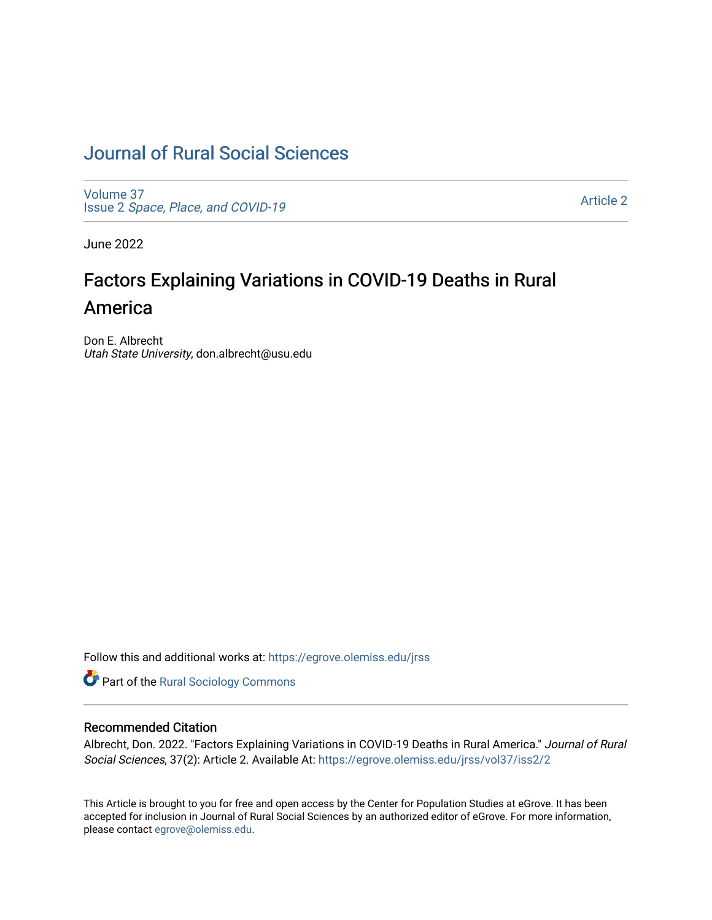# Journal of Rural Social Sciences

Volume 37
Issue 2 *Space, Place, and COVID-19*

Article 2

June 2022

# Factors Explaining Variations in COVID-19 Deaths in Rural America

Don E. Albrecht
*Utah State University*, don.albrecht@usu.edu

Follow this and additional works at: https://egrove.olemiss.edu/jrss

Part of the Rural Sociology Commons

### Recommended Citation

Albrecht, Don. 2022. "Factors Explaining Variations in COVID-19 Deaths in Rural America." *Journal of Rural Social Sciences*, 37(2): Article 2. Available At: https://egrove.olemiss.edu/jrss/vol37/iss2/2

This Article is brought to you for free and open access by the Center for Population Studies at eGrove. It has been accepted for inclusion in Journal of Rural Social Sciences by an authorized editor of eGrove. For more information, please contact egrove@olemiss.edu.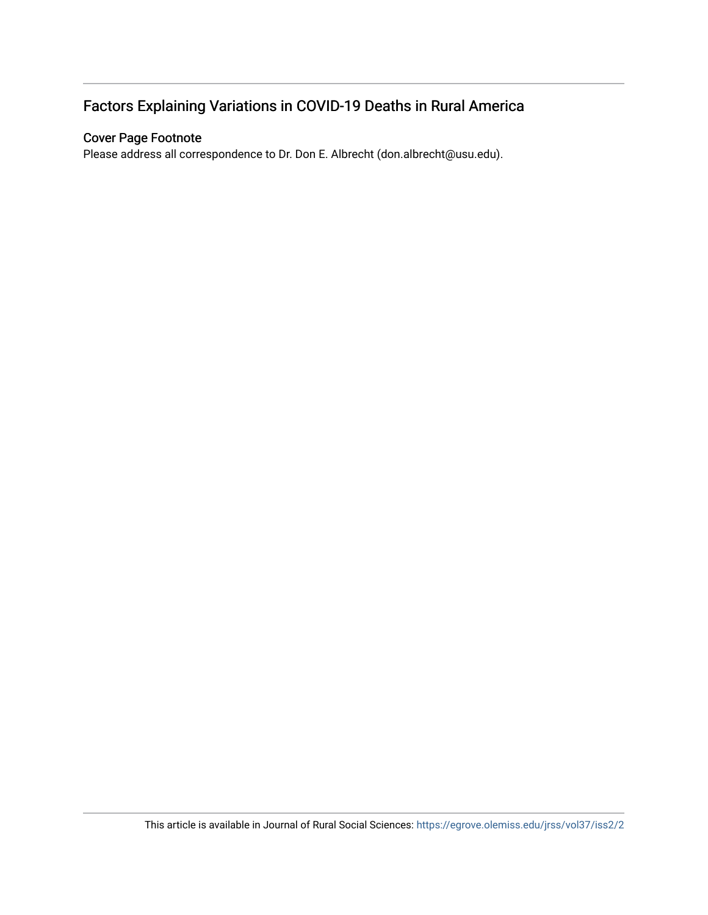## Factors Explaining Variations in COVID-19 Deaths in Rural America

### Cover Page Footnote

Please address all correspondence to Dr. Don E. Albrecht (don.albrecht@usu.edu).

This article is available in Journal of Rural Social Sciences: https://egrove.olemiss.edu/jrss/vol37/iss2/2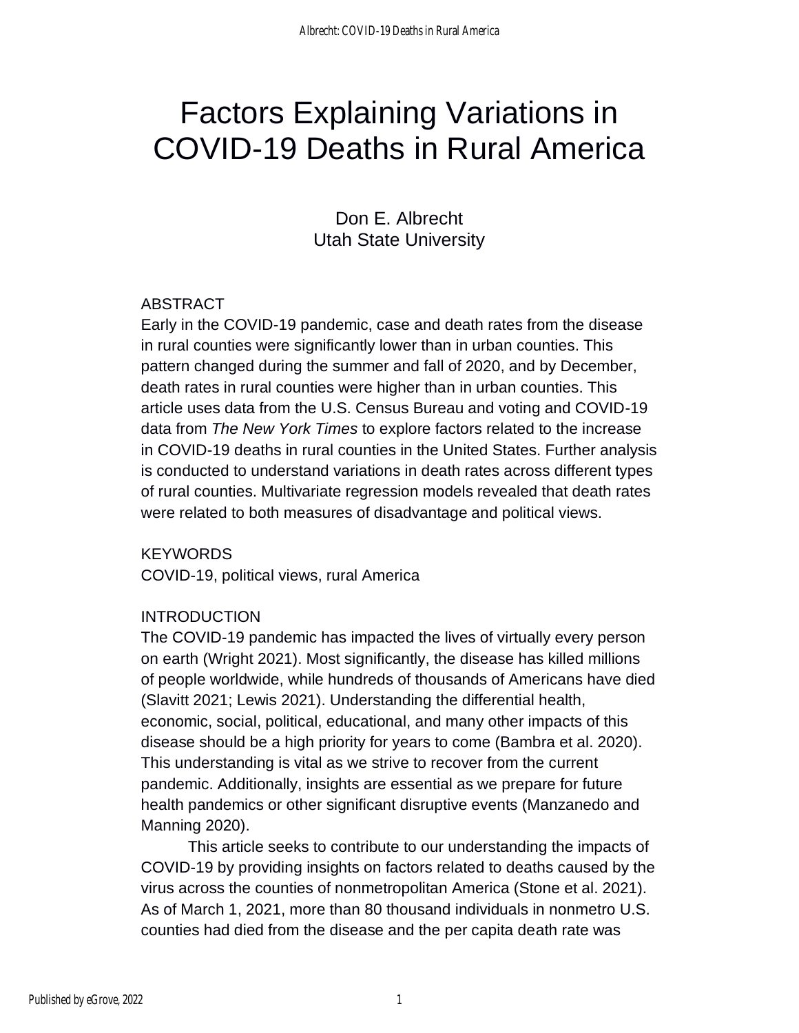# Factors Explaining Variations in COVID-19 Deaths in Rural America

Don E. Albrecht
Utah State University

ABSTRACT

Early in the COVID-19 pandemic, case and death rates from the disease in rural counties were significantly lower than in urban counties. This pattern changed during the summer and fall of 2020, and by December, death rates in rural counties were higher than in urban counties. This article uses data from the U.S. Census Bureau and voting and COVID-19 data from *The New York Times* to explore factors related to the increase in COVID-19 deaths in rural counties in the United States. Further analysis is conducted to understand variations in death rates across different types of rural counties. Multivariate regression models revealed that death rates were related to both measures of disadvantage and political views.

KEYWORDS

COVID-19, political views, rural America

INTRODUCTION

The COVID-19 pandemic has impacted the lives of virtually every person on earth (Wright 2021). Most significantly, the disease has killed millions of people worldwide, while hundreds of thousands of Americans have died (Slavitt 2021; Lewis 2021). Understanding the differential health, economic, social, political, educational, and many other impacts of this disease should be a high priority for years to come (Bambra et al. 2020). This understanding is vital as we strive to recover from the current pandemic. Additionally, insights are essential as we prepare for future health pandemics or other significant disruptive events (Manzanedo and Manning 2020).

This article seeks to contribute to our understanding the impacts of COVID-19 by providing insights on factors related to deaths caused by the virus across the counties of nonmetropolitan America (Stone et al. 2021). As of March 1, 2021, more than 80 thousand individuals in nonmetro U.S. counties had died from the disease and the per capita death rate was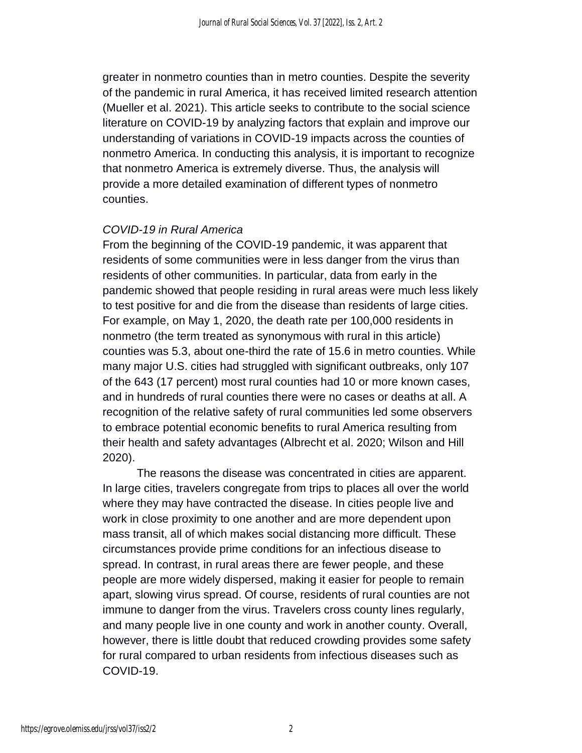greater in nonmetro counties than in metro counties. Despite the severity of the pandemic in rural America, it has received limited research attention (Mueller et al. 2021). This article seeks to contribute to the social science literature on COVID-19 by analyzing factors that explain and improve our understanding of variations in COVID-19 impacts across the counties of nonmetro America. In conducting this analysis, it is important to recognize that nonmetro America is extremely diverse. Thus, the analysis will provide a more detailed examination of different types of nonmetro counties.

### *COVID-19 in Rural America*

From the beginning of the COVID-19 pandemic, it was apparent that residents of some communities were in less danger from the virus than residents of other communities. In particular, data from early in the pandemic showed that people residing in rural areas were much less likely to test positive for and die from the disease than residents of large cities. For example, on May 1, 2020, the death rate per 100,000 residents in nonmetro (the term treated as synonymous with rural in this article) counties was 5.3, about one-third the rate of 15.6 in metro counties. While many major U.S. cities had struggled with significant outbreaks, only 107 of the 643 (17 percent) most rural counties had 10 or more known cases, and in hundreds of rural counties there were no cases or deaths at all. A recognition of the relative safety of rural communities led some observers to embrace potential economic benefits to rural America resulting from their health and safety advantages (Albrecht et al. 2020; Wilson and Hill 2020).

The reasons the disease was concentrated in cities are apparent. In large cities, travelers congregate from trips to places all over the world where they may have contracted the disease. In cities people live and work in close proximity to one another and are more dependent upon mass transit, all of which makes social distancing more difficult. These circumstances provide prime conditions for an infectious disease to spread. In contrast, in rural areas there are fewer people, and these people are more widely dispersed, making it easier for people to remain apart, slowing virus spread. Of course, residents of rural counties are not immune to danger from the virus. Travelers cross county lines regularly, and many people live in one county and work in another county. Overall, however, there is little doubt that reduced crowding provides some safety for rural compared to urban residents from infectious diseases such as COVID-19.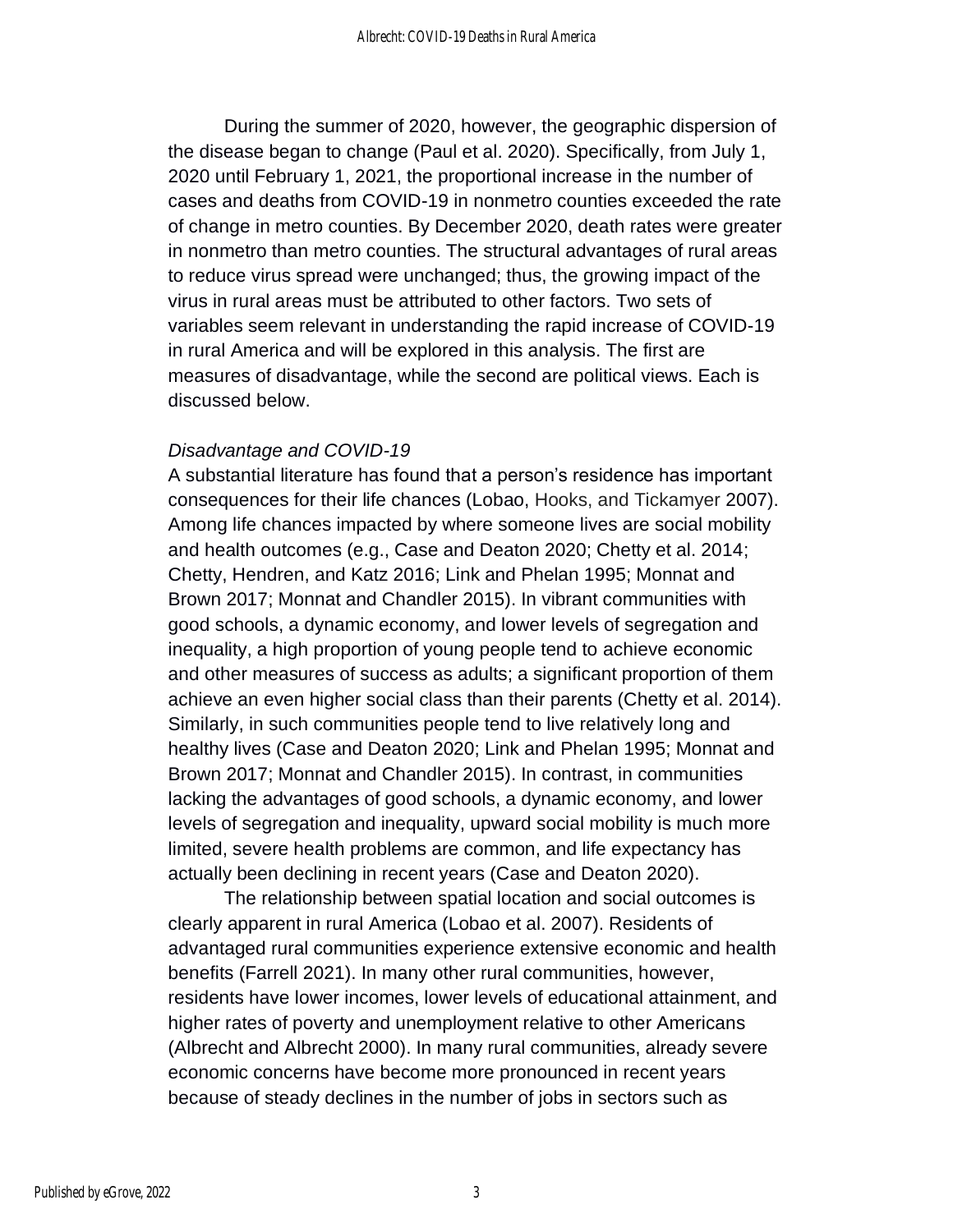During the summer of 2020, however, the geographic dispersion of the disease began to change (Paul et al. 2020). Specifically, from July 1, 2020 until February 1, 2021, the proportional increase in the number of cases and deaths from COVID-19 in nonmetro counties exceeded the rate of change in metro counties. By December 2020, death rates were greater in nonmetro than metro counties. The structural advantages of rural areas to reduce virus spread were unchanged; thus, the growing impact of the virus in rural areas must be attributed to other factors. Two sets of variables seem relevant in understanding the rapid increase of COVID-19 in rural America and will be explored in this analysis. The first are measures of disadvantage, while the second are political views. Each is discussed below.

### *Disadvantage and COVID-19*

A substantial literature has found that a person's residence has important consequences for their life chances (Lobao, Hooks, and Tickamyer 2007). Among life chances impacted by where someone lives are social mobility and health outcomes (e.g., Case and Deaton 2020; Chetty et al. 2014; Chetty, Hendren, and Katz 2016; Link and Phelan 1995; Monnat and Brown 2017; Monnat and Chandler 2015). In vibrant communities with good schools, a dynamic economy, and lower levels of segregation and inequality, a high proportion of young people tend to achieve economic and other measures of success as adults; a significant proportion of them achieve an even higher social class than their parents (Chetty et al. 2014). Similarly, in such communities people tend to live relatively long and healthy lives (Case and Deaton 2020; Link and Phelan 1995; Monnat and Brown 2017; Monnat and Chandler 2015). In contrast, in communities lacking the advantages of good schools, a dynamic economy, and lower levels of segregation and inequality, upward social mobility is much more limited, severe health problems are common, and life expectancy has actually been declining in recent years (Case and Deaton 2020).

The relationship between spatial location and social outcomes is clearly apparent in rural America (Lobao et al. 2007). Residents of advantaged rural communities experience extensive economic and health benefits (Farrell 2021). In many other rural communities, however, residents have lower incomes, lower levels of educational attainment, and higher rates of poverty and unemployment relative to other Americans (Albrecht and Albrecht 2000). In many rural communities, already severe economic concerns have become more pronounced in recent years because of steady declines in the number of jobs in sectors such as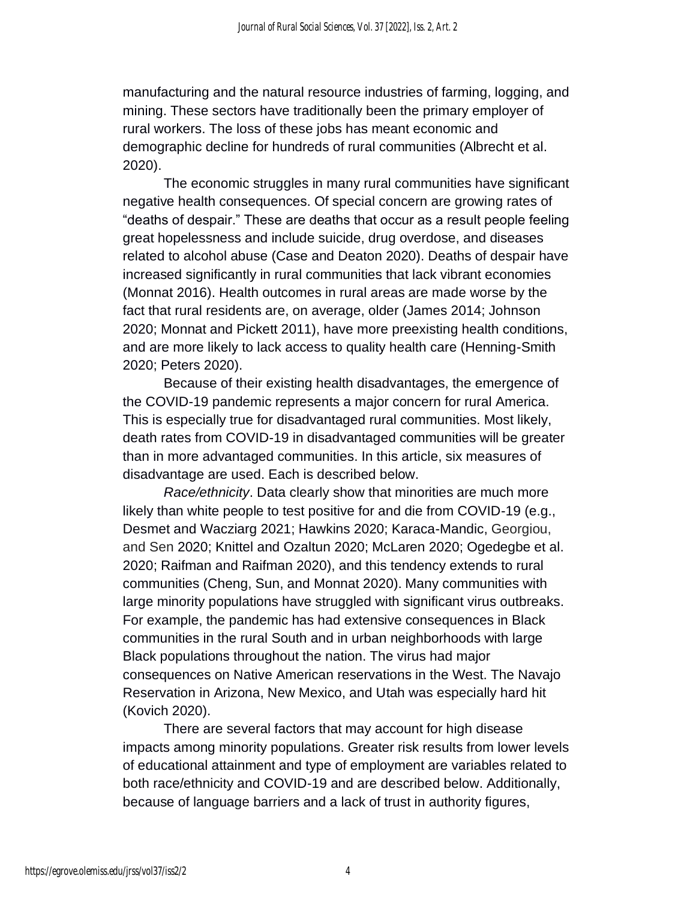manufacturing and the natural resource industries of farming, logging, and mining. These sectors have traditionally been the primary employer of rural workers. The loss of these jobs has meant economic and demographic decline for hundreds of rural communities (Albrecht et al. 2020).

The economic struggles in many rural communities have significant negative health consequences. Of special concern are growing rates of "deaths of despair." These are deaths that occur as a result people feeling great hopelessness and include suicide, drug overdose, and diseases related to alcohol abuse (Case and Deaton 2020). Deaths of despair have increased significantly in rural communities that lack vibrant economies (Monnat 2016). Health outcomes in rural areas are made worse by the fact that rural residents are, on average, older (James 2014; Johnson 2020; Monnat and Pickett 2011), have more preexisting health conditions, and are more likely to lack access to quality health care (Henning-Smith 2020; Peters 2020).

Because of their existing health disadvantages, the emergence of the COVID-19 pandemic represents a major concern for rural America. This is especially true for disadvantaged rural communities. Most likely, death rates from COVID-19 in disadvantaged communities will be greater than in more advantaged communities. In this article, six measures of disadvantage are used. Each is described below.

*Race/ethnicity*. Data clearly show that minorities are much more likely than white people to test positive for and die from COVID-19 (e.g., Desmet and Wacziarg 2021; Hawkins 2020; Karaca-Mandic, Georgiou, and Sen 2020; Knittel and Ozaltun 2020; McLaren 2020; Ogedegbe et al. 2020; Raifman and Raifman 2020), and this tendency extends to rural communities (Cheng, Sun, and Monnat 2020). Many communities with large minority populations have struggled with significant virus outbreaks. For example, the pandemic has had extensive consequences in Black communities in the rural South and in urban neighborhoods with large Black populations throughout the nation. The virus had major consequences on Native American reservations in the West. The Navajo Reservation in Arizona, New Mexico, and Utah was especially hard hit (Kovich 2020).

There are several factors that may account for high disease impacts among minority populations. Greater risk results from lower levels of educational attainment and type of employment are variables related to both race/ethnicity and COVID-19 and are described below. Additionally, because of language barriers and a lack of trust in authority figures,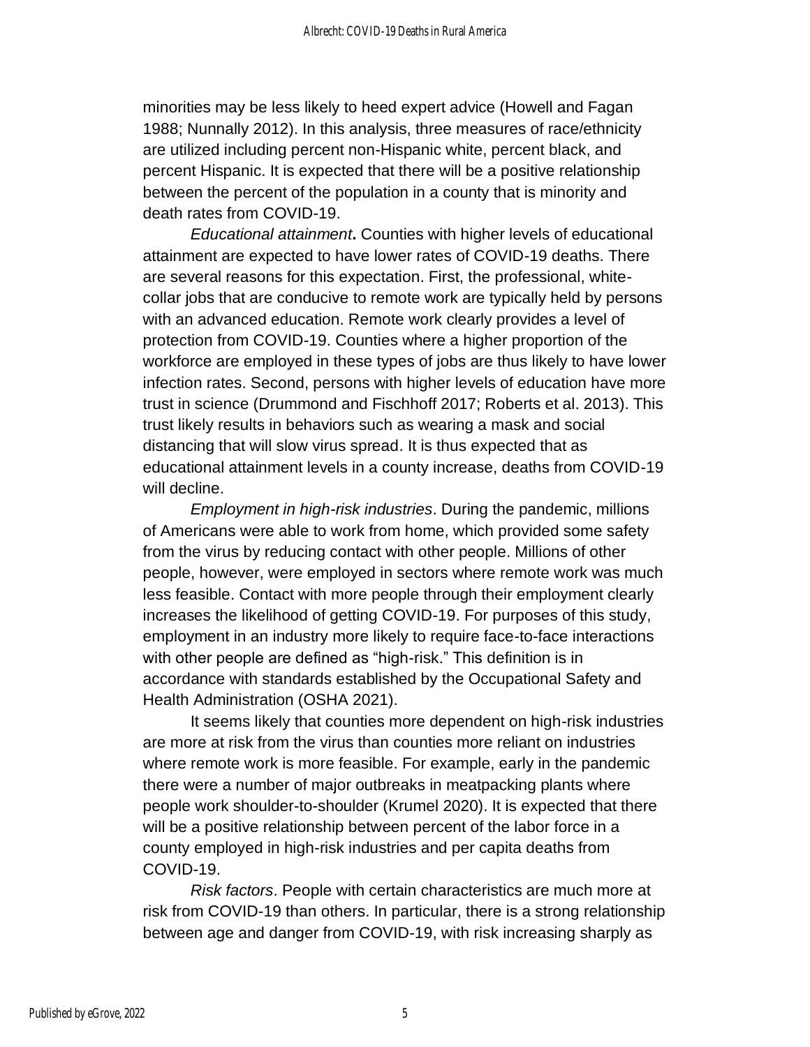minorities may be less likely to heed expert advice (Howell and Fagan 1988; Nunnally 2012). In this analysis, three measures of race/ethnicity are utilized including percent non-Hispanic white, percent black, and percent Hispanic. It is expected that there will be a positive relationship between the percent of the population in a county that is minority and death rates from COVID-19.

*Educational attainment***.** Counties with higher levels of educational attainment are expected to have lower rates of COVID-19 deaths. There are several reasons for this expectation. First, the professional, white-collar jobs that are conducive to remote work are typically held by persons with an advanced education. Remote work clearly provides a level of protection from COVID-19. Counties where a higher proportion of the workforce are employed in these types of jobs are thus likely to have lower infection rates. Second, persons with higher levels of education have more trust in science (Drummond and Fischhoff 2017; Roberts et al. 2013). This trust likely results in behaviors such as wearing a mask and social distancing that will slow virus spread. It is thus expected that as educational attainment levels in a county increase, deaths from COVID-19 will decline.

*Employment in high-risk industries*. During the pandemic, millions of Americans were able to work from home, which provided some safety from the virus by reducing contact with other people. Millions of other people, however, were employed in sectors where remote work was much less feasible. Contact with more people through their employment clearly increases the likelihood of getting COVID-19. For purposes of this study, employment in an industry more likely to require face-to-face interactions with other people are defined as "high-risk." This definition is in accordance with standards established by the Occupational Safety and Health Administration (OSHA 2021).

It seems likely that counties more dependent on high-risk industries are more at risk from the virus than counties more reliant on industries where remote work is more feasible. For example, early in the pandemic there were a number of major outbreaks in meatpacking plants where people work shoulder-to-shoulder (Krumel 2020). It is expected that there will be a positive relationship between percent of the labor force in a county employed in high-risk industries and per capita deaths from COVID-19.

*Risk factors*. People with certain characteristics are much more at risk from COVID-19 than others. In particular, there is a strong relationship between age and danger from COVID-19, with risk increasing sharply as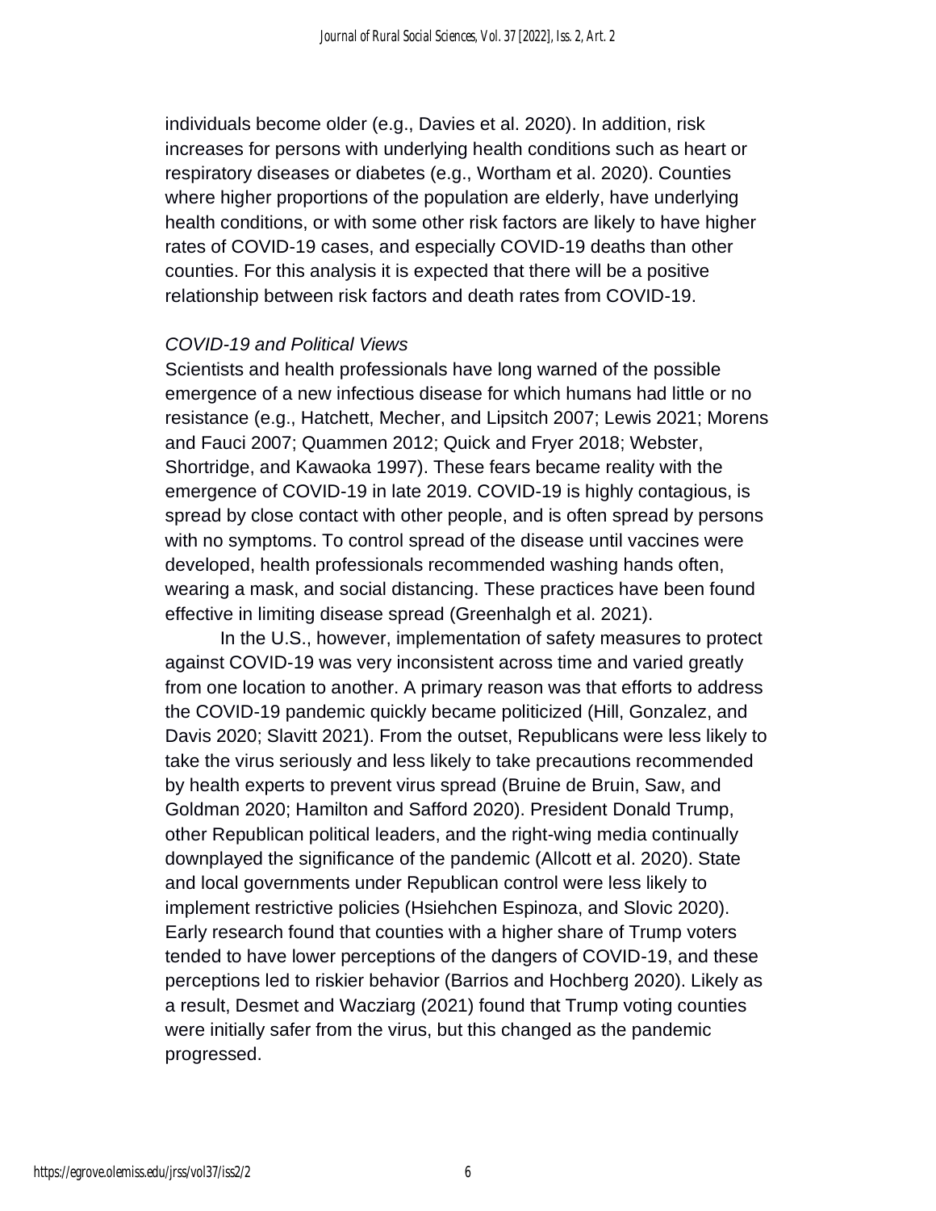individuals become older (e.g., Davies et al. 2020). In addition, risk increases for persons with underlying health conditions such as heart or respiratory diseases or diabetes (e.g., Wortham et al. 2020). Counties where higher proportions of the population are elderly, have underlying health conditions, or with some other risk factors are likely to have higher rates of COVID-19 cases, and especially COVID-19 deaths than other counties. For this analysis it is expected that there will be a positive relationship between risk factors and death rates from COVID-19.

### *COVID-19 and Political Views*

Scientists and health professionals have long warned of the possible emergence of a new infectious disease for which humans had little or no resistance (e.g., Hatchett, Mecher, and Lipsitch 2007; Lewis 2021; Morens and Fauci 2007; Quammen 2012; Quick and Fryer 2018; Webster, Shortridge, and Kawaoka 1997). These fears became reality with the emergence of COVID-19 in late 2019. COVID-19 is highly contagious, is spread by close contact with other people, and is often spread by persons with no symptoms. To control spread of the disease until vaccines were developed, health professionals recommended washing hands often, wearing a mask, and social distancing. These practices have been found effective in limiting disease spread (Greenhalgh et al. 2021).

In the U.S., however, implementation of safety measures to protect against COVID-19 was very inconsistent across time and varied greatly from one location to another. A primary reason was that efforts to address the COVID-19 pandemic quickly became politicized (Hill, Gonzalez, and Davis 2020; Slavitt 2021). From the outset, Republicans were less likely to take the virus seriously and less likely to take precautions recommended by health experts to prevent virus spread (Bruine de Bruin, Saw, and Goldman 2020; Hamilton and Safford 2020). President Donald Trump, other Republican political leaders, and the right-wing media continually downplayed the significance of the pandemic (Allcott et al. 2020). State and local governments under Republican control were less likely to implement restrictive policies (Hsiehchen Espinoza, and Slovic 2020). Early research found that counties with a higher share of Trump voters tended to have lower perceptions of the dangers of COVID-19, and these perceptions led to riskier behavior (Barrios and Hochberg 2020). Likely as a result, Desmet and Wacziarg (2021) found that Trump voting counties were initially safer from the virus, but this changed as the pandemic progressed.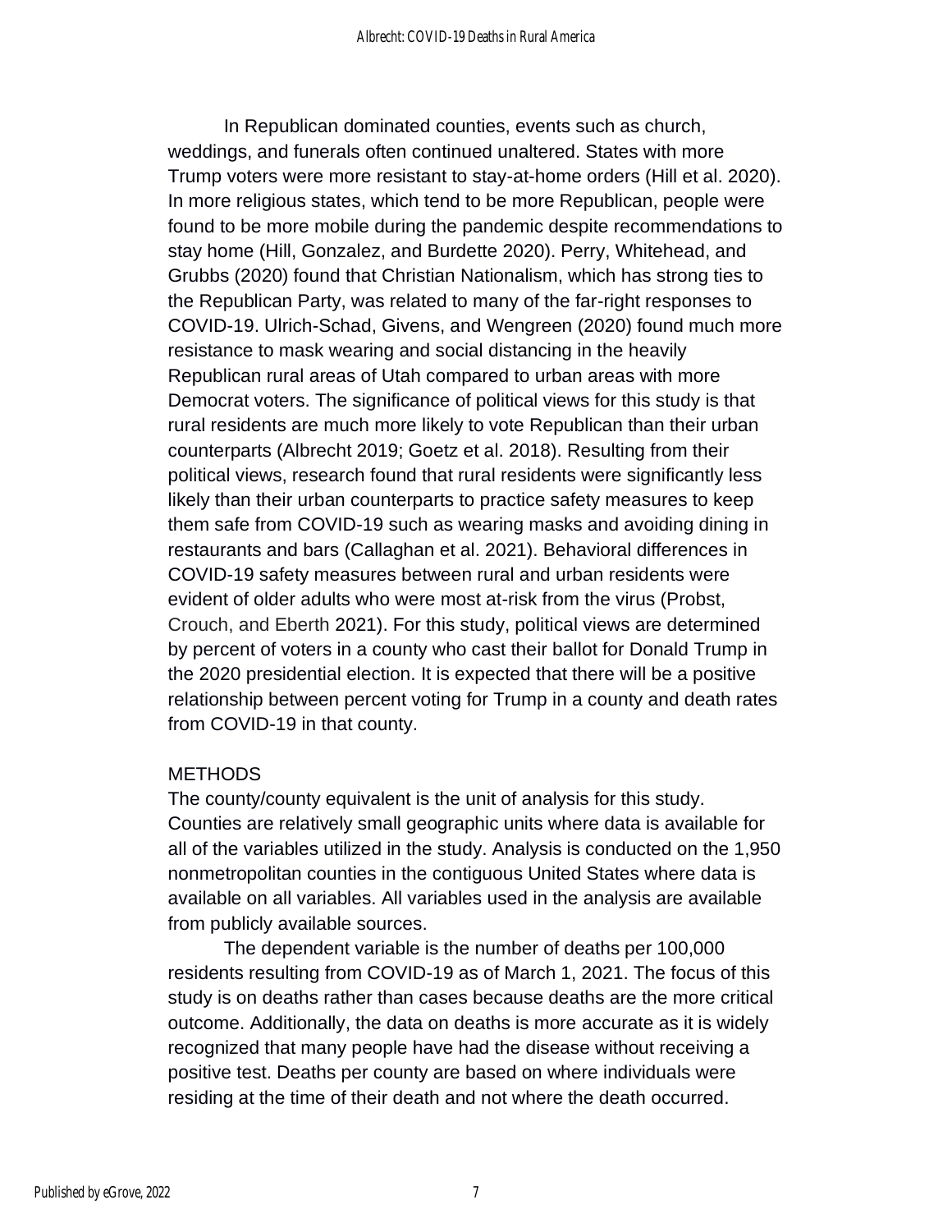In Republican dominated counties, events such as church, weddings, and funerals often continued unaltered. States with more Trump voters were more resistant to stay-at-home orders (Hill et al. 2020). In more religious states, which tend to be more Republican, people were found to be more mobile during the pandemic despite recommendations to stay home (Hill, Gonzalez, and Burdette 2020). Perry, Whitehead, and Grubbs (2020) found that Christian Nationalism, which has strong ties to the Republican Party, was related to many of the far-right responses to COVID-19. Ulrich-Schad, Givens, and Wengreen (2020) found much more resistance to mask wearing and social distancing in the heavily Republican rural areas of Utah compared to urban areas with more Democrat voters. The significance of political views for this study is that rural residents are much more likely to vote Republican than their urban counterparts (Albrecht 2019; Goetz et al. 2018). Resulting from their political views, research found that rural residents were significantly less likely than their urban counterparts to practice safety measures to keep them safe from COVID-19 such as wearing masks and avoiding dining in restaurants and bars (Callaghan et al. 2021). Behavioral differences in COVID-19 safety measures between rural and urban residents were evident of older adults who were most at-risk from the virus (Probst, Crouch, and Eberth 2021). For this study, political views are determined by percent of voters in a county who cast their ballot for Donald Trump in the 2020 presidential election. It is expected that there will be a positive relationship between percent voting for Trump in a county and death rates from COVID-19 in that county.

## METHODS

The county/county equivalent is the unit of analysis for this study. Counties are relatively small geographic units where data is available for all of the variables utilized in the study. Analysis is conducted on the 1,950 nonmetropolitan counties in the contiguous United States where data is available on all variables. All variables used in the analysis are available from publicly available sources.

The dependent variable is the number of deaths per 100,000 residents resulting from COVID-19 as of March 1, 2021. The focus of this study is on deaths rather than cases because deaths are the more critical outcome. Additionally, the data on deaths is more accurate as it is widely recognized that many people have had the disease without receiving a positive test. Deaths per county are based on where individuals were residing at the time of their death and not where the death occurred.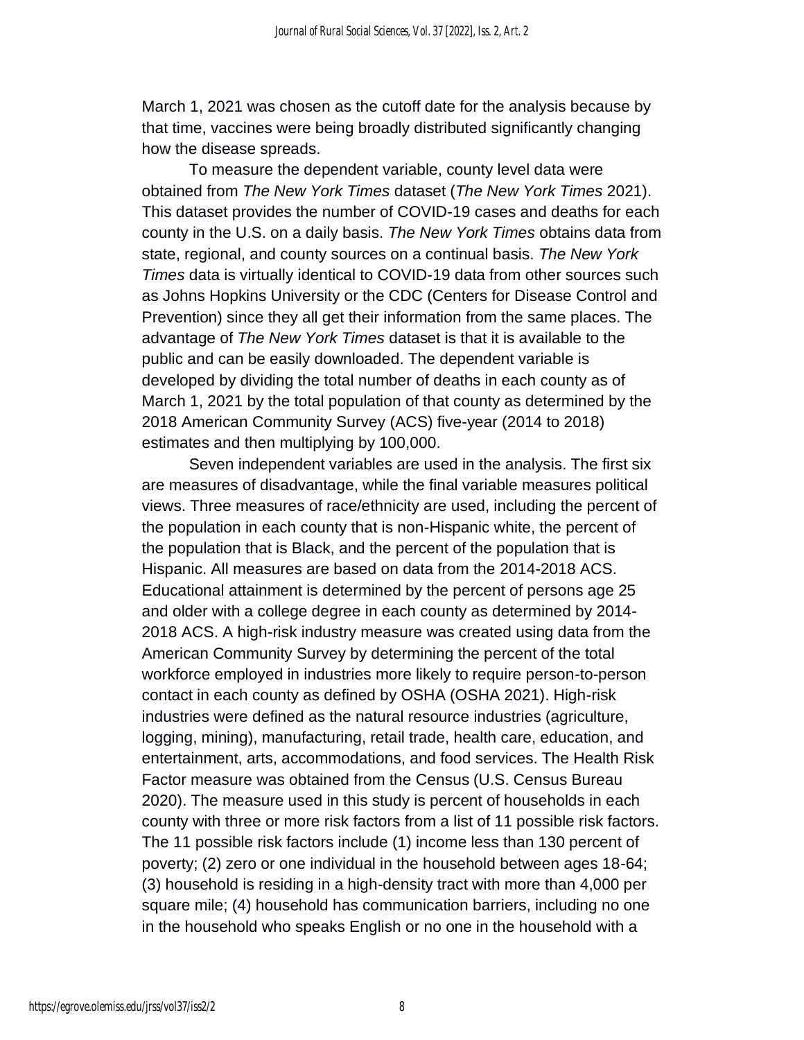March 1, 2021 was chosen as the cutoff date for the analysis because by that time, vaccines were being broadly distributed significantly changing how the disease spreads.

To measure the dependent variable, county level data were obtained from *The New York Times* dataset (*The New York Times* 2021). This dataset provides the number of COVID-19 cases and deaths for each county in the U.S. on a daily basis. *The New York Times* obtains data from state, regional, and county sources on a continual basis. *The New York Times* data is virtually identical to COVID-19 data from other sources such as Johns Hopkins University or the CDC (Centers for Disease Control and Prevention) since they all get their information from the same places. The advantage of *The New York Times* dataset is that it is available to the public and can be easily downloaded. The dependent variable is developed by dividing the total number of deaths in each county as of March 1, 2021 by the total population of that county as determined by the 2018 American Community Survey (ACS) five-year (2014 to 2018) estimates and then multiplying by 100,000.

Seven independent variables are used in the analysis. The first six are measures of disadvantage, while the final variable measures political views. Three measures of race/ethnicity are used, including the percent of the population in each county that is non-Hispanic white, the percent of the population that is Black, and the percent of the population that is Hispanic. All measures are based on data from the 2014-2018 ACS. Educational attainment is determined by the percent of persons age 25 and older with a college degree in each county as determined by 2014-2018 ACS. A high-risk industry measure was created using data from the American Community Survey by determining the percent of the total workforce employed in industries more likely to require person-to-person contact in each county as defined by OSHA (OSHA 2021). High-risk industries were defined as the natural resource industries (agriculture, logging, mining), manufacturing, retail trade, health care, education, and entertainment, arts, accommodations, and food services. The Health Risk Factor measure was obtained from the Census (U.S. Census Bureau 2020). The measure used in this study is percent of households in each county with three or more risk factors from a list of 11 possible risk factors. The 11 possible risk factors include (1) income less than 130 percent of poverty; (2) zero or one individual in the household between ages 18-64; (3) household is residing in a high-density tract with more than 4,000 per square mile; (4) household has communication barriers, including no one in the household who speaks English or no one in the household with a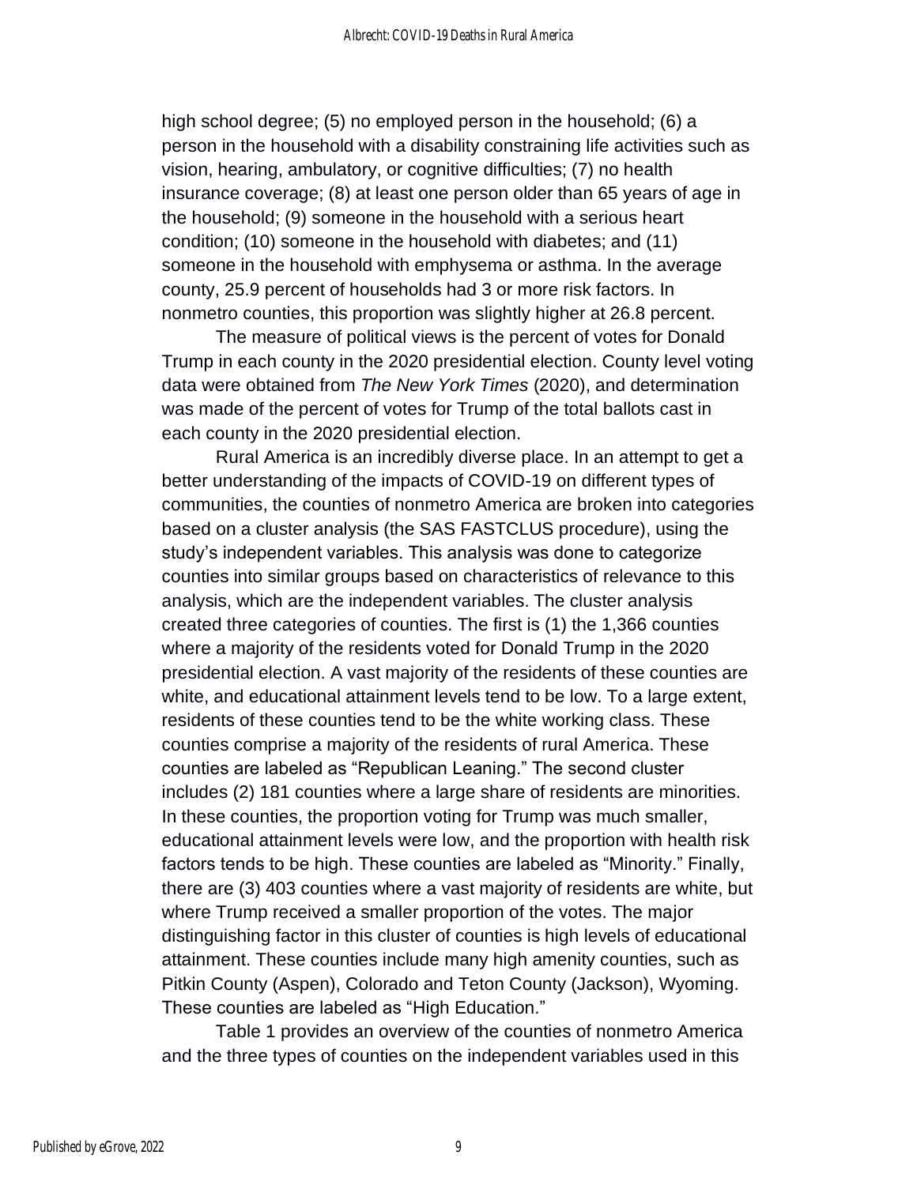high school degree; (5) no employed person in the household; (6) a person in the household with a disability constraining life activities such as vision, hearing, ambulatory, or cognitive difficulties; (7) no health insurance coverage; (8) at least one person older than 65 years of age in the household; (9) someone in the household with a serious heart condition; (10) someone in the household with diabetes; and (11) someone in the household with emphysema or asthma. In the average county, 25.9 percent of households had 3 or more risk factors. In nonmetro counties, this proportion was slightly higher at 26.8 percent.

The measure of political views is the percent of votes for Donald Trump in each county in the 2020 presidential election. County level voting data were obtained from *The New York Times* (2020), and determination was made of the percent of votes for Trump of the total ballots cast in each county in the 2020 presidential election.

Rural America is an incredibly diverse place. In an attempt to get a better understanding of the impacts of COVID-19 on different types of communities, the counties of nonmetro America are broken into categories based on a cluster analysis (the SAS FASTCLUS procedure), using the study's independent variables. This analysis was done to categorize counties into similar groups based on characteristics of relevance to this analysis, which are the independent variables. The cluster analysis created three categories of counties. The first is (1) the 1,366 counties where a majority of the residents voted for Donald Trump in the 2020 presidential election. A vast majority of the residents of these counties are white, and educational attainment levels tend to be low. To a large extent, residents of these counties tend to be the white working class. These counties comprise a majority of the residents of rural America. These counties are labeled as "Republican Leaning." The second cluster includes (2) 181 counties where a large share of residents are minorities. In these counties, the proportion voting for Trump was much smaller, educational attainment levels were low, and the proportion with health risk factors tends to be high. These counties are labeled as "Minority." Finally, there are (3) 403 counties where a vast majority of residents are white, but where Trump received a smaller proportion of the votes. The major distinguishing factor in this cluster of counties is high levels of educational attainment. These counties include many high amenity counties, such as Pitkin County (Aspen), Colorado and Teton County (Jackson), Wyoming. These counties are labeled as "High Education."

Table 1 provides an overview of the counties of nonmetro America and the three types of counties on the independent variables used in this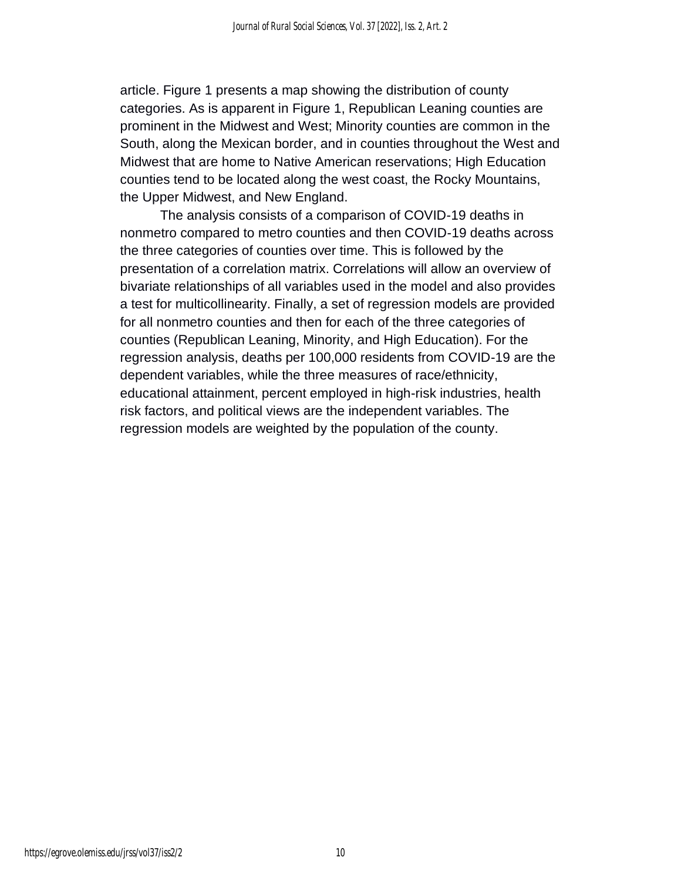article. Figure 1 presents a map showing the distribution of county categories. As is apparent in Figure 1, Republican Leaning counties are prominent in the Midwest and West; Minority counties are common in the South, along the Mexican border, and in counties throughout the West and Midwest that are home to Native American reservations; High Education counties tend to be located along the west coast, the Rocky Mountains, the Upper Midwest, and New England.

The analysis consists of a comparison of COVID-19 deaths in nonmetro compared to metro counties and then COVID-19 deaths across the three categories of counties over time. This is followed by the presentation of a correlation matrix. Correlations will allow an overview of bivariate relationships of all variables used in the model and also provides a test for multicollinearity. Finally, a set of regression models are provided for all nonmetro counties and then for each of the three categories of counties (Republican Leaning, Minority, and High Education). For the regression analysis, deaths per 100,000 residents from COVID-19 are the dependent variables, while the three measures of race/ethnicity, educational attainment, percent employed in high-risk industries, health risk factors, and political views are the independent variables. The regression models are weighted by the population of the county.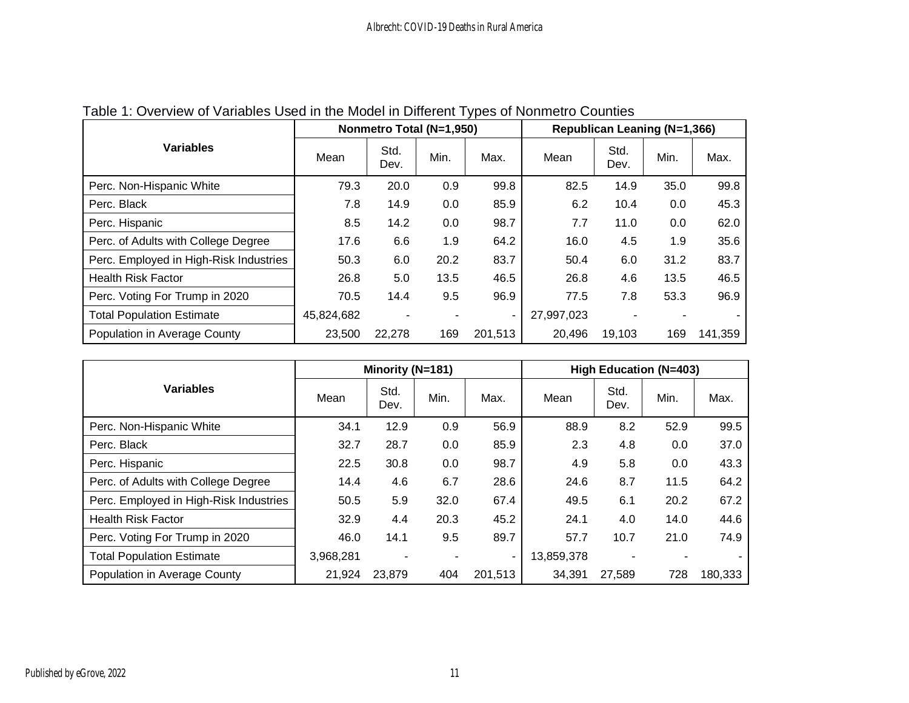Table 1: Overview of Variables Used in the Model in Different Types of Nonmetro Counties

| Variables | Nonmetro Total (N=1,950) | | | | Republican Leaning (N=1,366) | | | |
|---|---|---|---|---|---|---|---|---|
| | Mean | Std. Dev. | Min. | Max. | Mean | Std. Dev. | Min. | Max. |
| Perc. Non-Hispanic White | 79.3 | 20.0 | 0.9 | 99.8 | 82.5 | 14.9 | 35.0 | 99.8 |
| Perc. Black | 7.8 | 14.9 | 0.0 | 85.9 | 6.2 | 10.4 | 0.0 | 45.3 |
| Perc. Hispanic | 8.5 | 14.2 | 0.0 | 98.7 | 7.7 | 11.0 | 0.0 | 62.0 |
| Perc. of Adults with College Degree | 17.6 | 6.6 | 1.9 | 64.2 | 16.0 | 4.5 | 1.9 | 35.6 |
| Perc. Employed in High-Risk Industries | 50.3 | 6.0 | 20.2 | 83.7 | 50.4 | 6.0 | 31.2 | 83.7 |
| Health Risk Factor | 26.8 | 5.0 | 13.5 | 46.5 | 26.8 | 4.6 | 13.5 | 46.5 |
| Perc. Voting For Trump in 2020 | 70.5 | 14.4 | 9.5 | 96.9 | 77.5 | 7.8 | 53.3 | 96.9 |
| Total Population Estimate | 45,824,682 | - | - | - | 27,997,023 | - | - | - |
| Population in Average County | 23,500 | 22,278 | 169 | 201,513 | 20,496 | 19,103 | 169 | 141,359 |

| Variables | Minority (N=181) | | | | High Education (N=403) | | | |
|---|---|---|---|---|---|---|---|---|
| | Mean | Std. Dev. | Min. | Max. | Mean | Std. Dev. | Min. | Max. |
| Perc. Non-Hispanic White | 34.1 | 12.9 | 0.9 | 56.9 | 88.9 | 8.2 | 52.9 | 99.5 |
| Perc. Black | 32.7 | 28.7 | 0.0 | 85.9 | 2.3 | 4.8 | 0.0 | 37.0 |
| Perc. Hispanic | 22.5 | 30.8 | 0.0 | 98.7 | 4.9 | 5.8 | 0.0 | 43.3 |
| Perc. of Adults with College Degree | 14.4 | 4.6 | 6.7 | 28.6 | 24.6 | 8.7 | 11.5 | 64.2 |
| Perc. Employed in High-Risk Industries | 50.5 | 5.9 | 32.0 | 67.4 | 49.5 | 6.1 | 20.2 | 67.2 |
| Health Risk Factor | 32.9 | 4.4 | 20.3 | 45.2 | 24.1 | 4.0 | 14.0 | 44.6 |
| Perc. Voting For Trump in 2020 | 46.0 | 14.1 | 9.5 | 89.7 | 57.7 | 10.7 | 21.0 | 74.9 |
| Total Population Estimate | 3,968,281 | - | - | - | 13,859,378 | - | - | - |
| Population in Average County | 21,924 | 23,879 | 404 | 201,513 | 34,391 | 27,589 | 728 | 180,333 |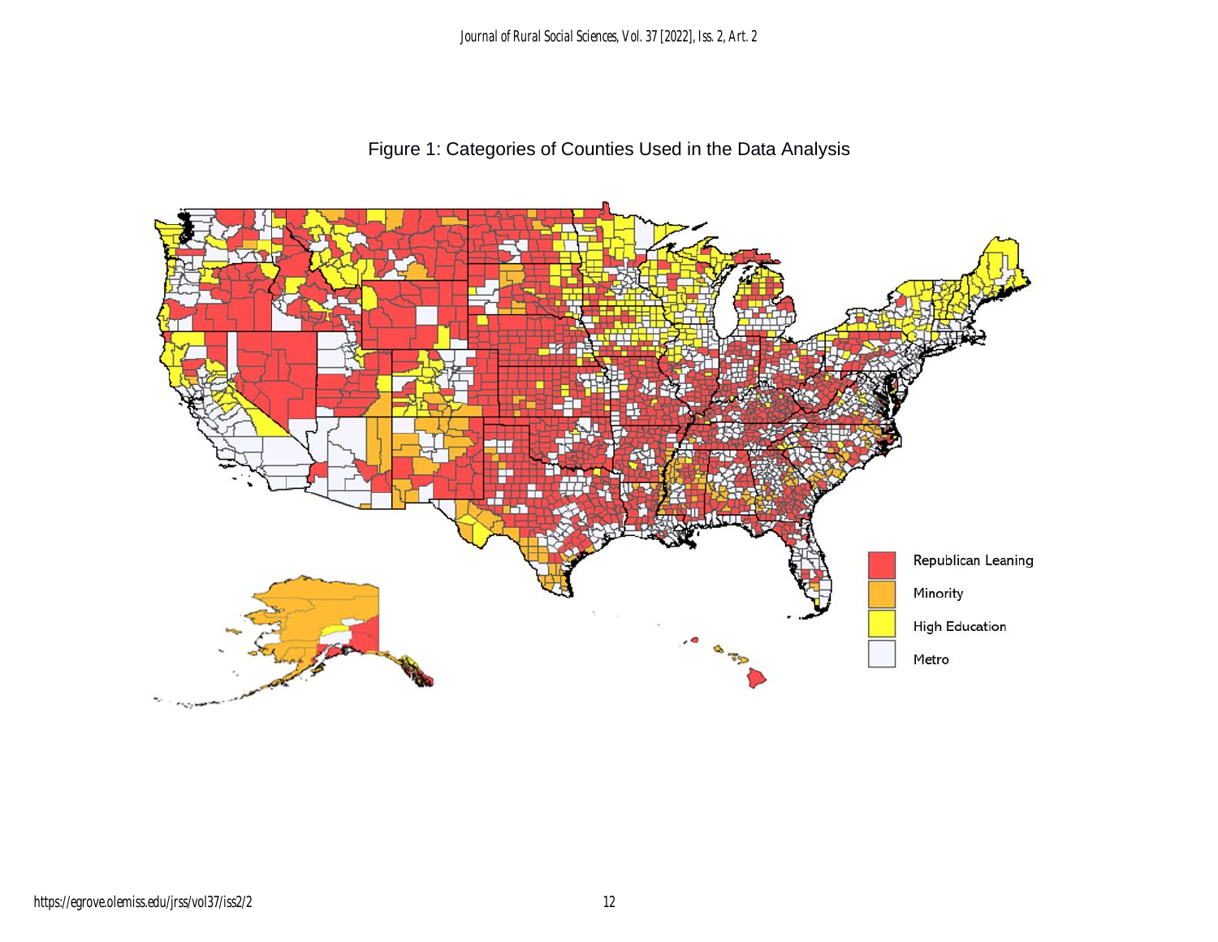Figure 1: Categories of Counties Used in the Data Analysis

Republican Leaning

Minority

High Education

Metro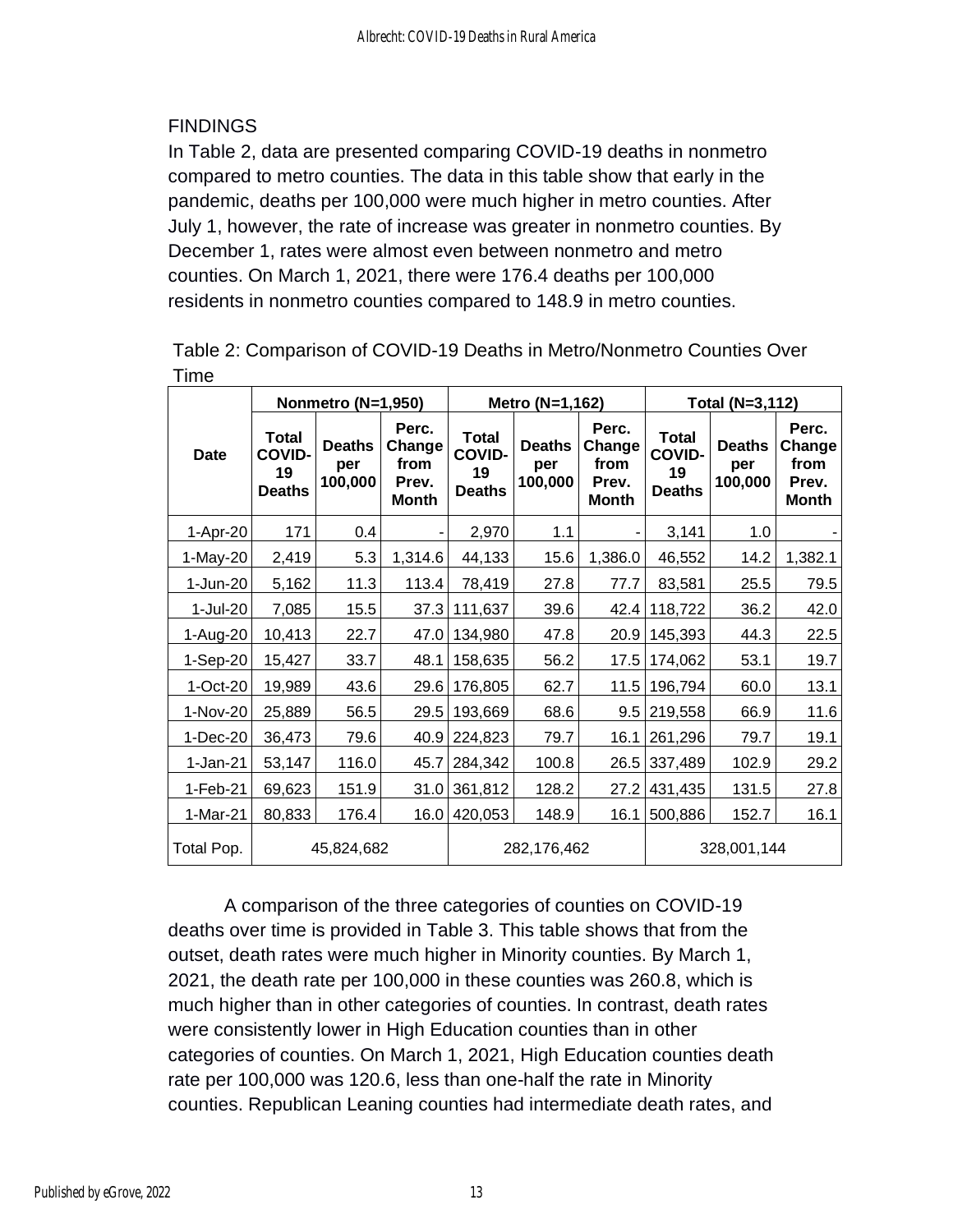## FINDINGS

In Table 2, data are presented comparing COVID-19 deaths in nonmetro compared to metro counties. The data in this table show that early in the pandemic, deaths per 100,000 were much higher in metro counties. After July 1, however, the rate of increase was greater in nonmetro counties. By December 1, rates were almost even between nonmetro and metro counties. On March 1, 2021, there were 176.4 deaths per 100,000 residents in nonmetro counties compared to 148.9 in metro counties.

Table 2: Comparison of COVID-19 Deaths in Metro/Nonmetro Counties Over Time

| Date | Nonmetro (N=1,950) | | | Metro (N=1,162) | | | Total (N=3,112) | | |
|---|---|---|---|---|---|---|---|---|---|
| | Total COVID-19 Deaths | Deaths per 100,000 | Perc. Change from Prev. Month | Total COVID-19 Deaths | Deaths per 100,000 | Perc. Change from Prev. Month | Total COVID-19 Deaths | Deaths per 100,000 | Perc. Change from Prev. Month |
| 1-Apr-20 | 171 | 0.4 | - | 2,970 | 1.1 | - | 3,141 | 1.0 | - |
| 1-May-20 | 2,419 | 5.3 | 1,314.6 | 44,133 | 15.6 | 1,386.0 | 46,552 | 14.2 | 1,382.1 |
| 1-Jun-20 | 5,162 | 11.3 | 113.4 | 78,419 | 27.8 | 77.7 | 83,581 | 25.5 | 79.5 |
| 1-Jul-20 | 7,085 | 15.5 | 37.3 | 111,637 | 39.6 | 42.4 | 118,722 | 36.2 | 42.0 |
| 1-Aug-20 | 10,413 | 22.7 | 47.0 | 134,980 | 47.8 | 20.9 | 145,393 | 44.3 | 22.5 |
| 1-Sep-20 | 15,427 | 33.7 | 48.1 | 158,635 | 56.2 | 17.5 | 174,062 | 53.1 | 19.7 |
| 1-Oct-20 | 19,989 | 43.6 | 29.6 | 176,805 | 62.7 | 11.5 | 196,794 | 60.0 | 13.1 |
| 1-Nov-20 | 25,889 | 56.5 | 29.5 | 193,669 | 68.6 | 9.5 | 219,558 | 66.9 | 11.6 |
| 1-Dec-20 | 36,473 | 79.6 | 40.9 | 224,823 | 79.7 | 16.1 | 261,296 | 79.7 | 19.1 |
| 1-Jan-21 | 53,147 | 116.0 | 45.7 | 284,342 | 100.8 | 26.5 | 337,489 | 102.9 | 29.2 |
| 1-Feb-21 | 69,623 | 151.9 | 31.0 | 361,812 | 128.2 | 27.2 | 431,435 | 131.5 | 27.8 |
| 1-Mar-21 | 80,833 | 176.4 | 16.0 | 420,053 | 148.9 | 16.1 | 500,886 | 152.7 | 16.1 |
| Total Pop. | 45,824,682 | | | 282,176,462 | | | 328,001,144 | | |

A comparison of the three categories of counties on COVID-19 deaths over time is provided in Table 3. This table shows that from the outset, death rates were much higher in Minority counties. By March 1, 2021, the death rate per 100,000 in these counties was 260.8, which is much higher than in other categories of counties. In contrast, death rates were consistently lower in High Education counties than in other categories of counties. On March 1, 2021, High Education counties death rate per 100,000 was 120.6, less than one-half the rate in Minority counties. Republican Leaning counties had intermediate death rates, and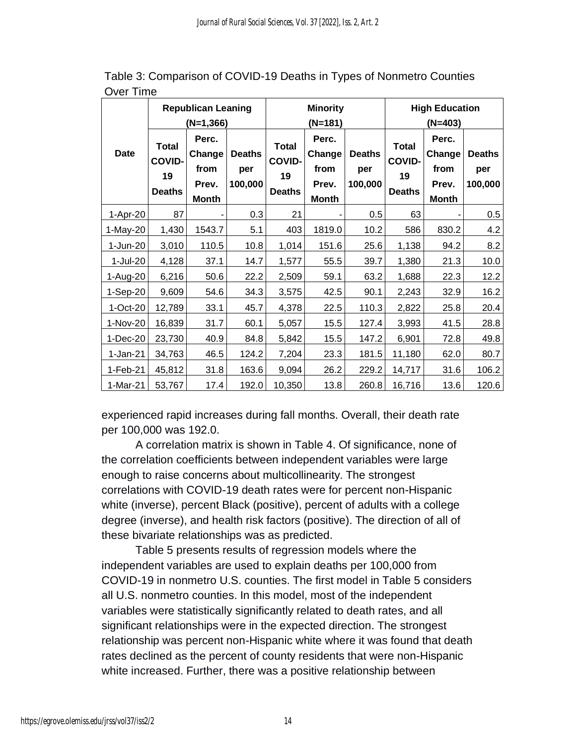Table 3: Comparison of COVID-19 Deaths in Types of Nonmetro Counties Over Time

| Date | Republican Leaning (N=1,366) | | | Minority (N=181) | | | High Education (N=403) | | |
|---|---|---|---|---|---|---|---|---|---|
| | Total COVID-19 Deaths | Perc. Change from Prev. Month | Deaths per 100,000 | Total COVID-19 Deaths | Perc. Change from Prev. Month | Deaths per 100,000 | Total COVID-19 Deaths | Perc. Change from Prev. Month | Deaths per 100,000 |
| 1-Apr-20 | 87 | - | 0.3 | 21 | - | 0.5 | 63 | - | 0.5 |
| 1-May-20 | 1,430 | 1543.7 | 5.1 | 403 | 1819.0 | 10.2 | 586 | 830.2 | 4.2 |
| 1-Jun-20 | 3,010 | 110.5 | 10.8 | 1,014 | 151.6 | 25.6 | 1,138 | 94.2 | 8.2 |
| 1-Jul-20 | 4,128 | 37.1 | 14.7 | 1,577 | 55.5 | 39.7 | 1,380 | 21.3 | 10.0 |
| 1-Aug-20 | 6,216 | 50.6 | 22.2 | 2,509 | 59.1 | 63.2 | 1,688 | 22.3 | 12.2 |
| 1-Sep-20 | 9,609 | 54.6 | 34.3 | 3,575 | 42.5 | 90.1 | 2,243 | 32.9 | 16.2 |
| 1-Oct-20 | 12,789 | 33.1 | 45.7 | 4,378 | 22.5 | 110.3 | 2,822 | 25.8 | 20.4 |
| 1-Nov-20 | 16,839 | 31.7 | 60.1 | 5,057 | 15.5 | 127.4 | 3,993 | 41.5 | 28.8 |
| 1-Dec-20 | 23,730 | 40.9 | 84.8 | 5,842 | 15.5 | 147.2 | 6,901 | 72.8 | 49.8 |
| 1-Jan-21 | 34,763 | 46.5 | 124.2 | 7,204 | 23.3 | 181.5 | 11,180 | 62.0 | 80.7 |
| 1-Feb-21 | 45,812 | 31.8 | 163.6 | 9,094 | 26.2 | 229.2 | 14,717 | 31.6 | 106.2 |
| 1-Mar-21 | 53,767 | 17.4 | 192.0 | 10,350 | 13.8 | 260.8 | 16,716 | 13.6 | 120.6 |

experienced rapid increases during fall months. Overall, their death rate per 100,000 was 192.0.

A correlation matrix is shown in Table 4. Of significance, none of the correlation coefficients between independent variables were large enough to raise concerns about multicollinearity. The strongest correlations with COVID-19 death rates were for percent non-Hispanic white (inverse), percent Black (positive), percent of adults with a college degree (inverse), and health risk factors (positive). The direction of all of these bivariate relationships was as predicted.

Table 5 presents results of regression models where the independent variables are used to explain deaths per 100,000 from COVID-19 in nonmetro U.S. counties. The first model in Table 5 considers all U.S. nonmetro counties. In this model, most of the independent variables were statistically significantly related to death rates, and all significant relationships were in the expected direction. The strongest relationship was percent non-Hispanic white where it was found that death rates declined as the percent of county residents that were non-Hispanic white increased. Further, there was a positive relationship between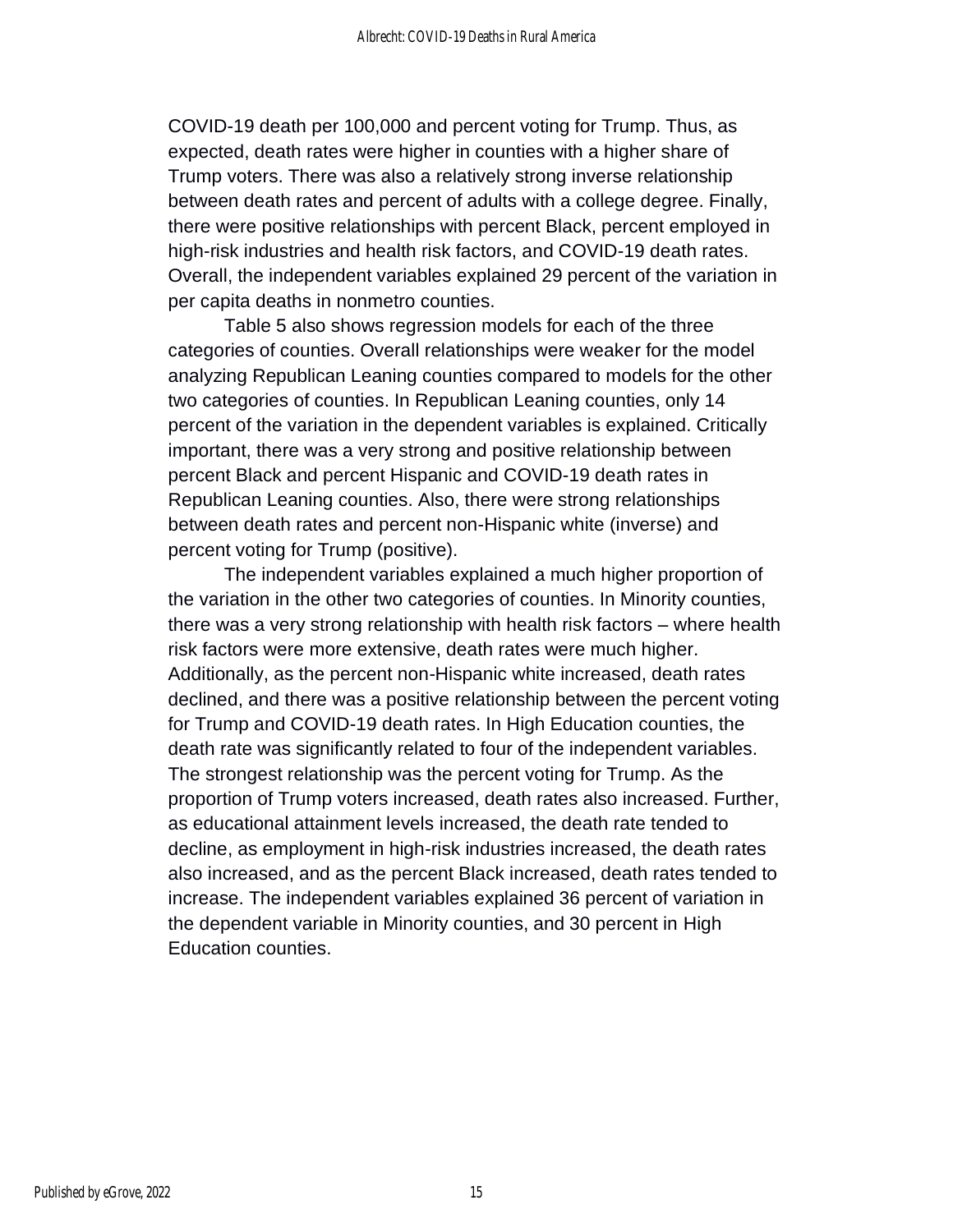COVID-19 death per 100,000 and percent voting for Trump. Thus, as expected, death rates were higher in counties with a higher share of Trump voters. There was also a relatively strong inverse relationship between death rates and percent of adults with a college degree. Finally, there were positive relationships with percent Black, percent employed in high-risk industries and health risk factors, and COVID-19 death rates. Overall, the independent variables explained 29 percent of the variation in per capita deaths in nonmetro counties.

Table 5 also shows regression models for each of the three categories of counties. Overall relationships were weaker for the model analyzing Republican Leaning counties compared to models for the other two categories of counties. In Republican Leaning counties, only 14 percent of the variation in the dependent variables is explained. Critically important, there was a very strong and positive relationship between percent Black and percent Hispanic and COVID-19 death rates in Republican Leaning counties. Also, there were strong relationships between death rates and percent non-Hispanic white (inverse) and percent voting for Trump (positive).

The independent variables explained a much higher proportion of the variation in the other two categories of counties. In Minority counties, there was a very strong relationship with health risk factors – where health risk factors were more extensive, death rates were much higher. Additionally, as the percent non-Hispanic white increased, death rates declined, and there was a positive relationship between the percent voting for Trump and COVID-19 death rates. In High Education counties, the death rate was significantly related to four of the independent variables. The strongest relationship was the percent voting for Trump. As the proportion of Trump voters increased, death rates also increased. Further, as educational attainment levels increased, the death rate tended to decline, as employment in high-risk industries increased, the death rates also increased, and as the percent Black increased, death rates tended to increase. The independent variables explained 36 percent of variation in the dependent variable in Minority counties, and 30 percent in High Education counties.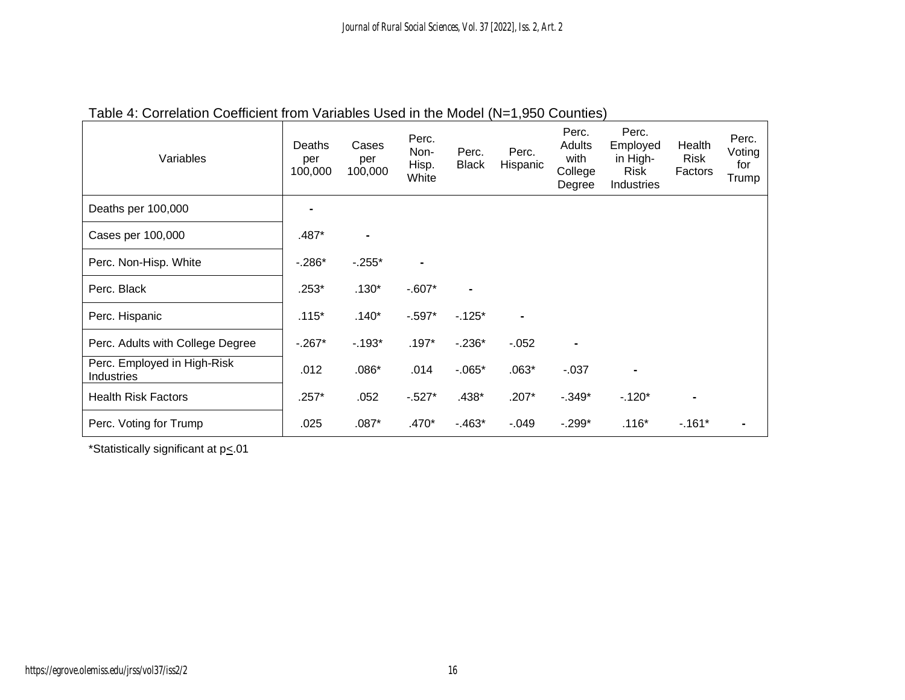Table 4: Correlation Coefficient from Variables Used in the Model (N=1,950 Counties)

| Variables | Deaths per 100,000 | Cases per 100,000 | Perc. Non-Hisp. White | Perc. Black | Perc. Hispanic | Perc. Adults with College Degree | Perc. Employed in High-Risk Industries | Health Risk Factors | Perc. Voting for Trump |
|---|---|---|---|---|---|---|---|---|---|
| Deaths per 100,000 | - | | | | | | | | |
| Cases per 100,000 | .487* | - | | | | | | | |
| Perc. Non-Hisp. White | -.286* | -.255* | - | | | | | | |
| Perc. Black | .253* | .130* | -.607* | - | | | | | |
| Perc. Hispanic | .115* | .140* | -.597* | -.125* | - | | | | |
| Perc. Adults with College Degree | -.267* | -.193* | .197* | -.236* | -.052 | - | | | |
| Perc. Employed in High-Risk Industries | .012 | .086* | .014 | -.065* | .063* | -.037 | - | | |
| Health Risk Factors | .257* | .052 | -.527* | .438* | .207* | -.349* | -.120* | - | |
| Perc. Voting for Trump | .025 | .087* | .470* | -.463* | -.049 | -.299* | .116* | -.161* | - |

*Statistically significant at $p \leq .01$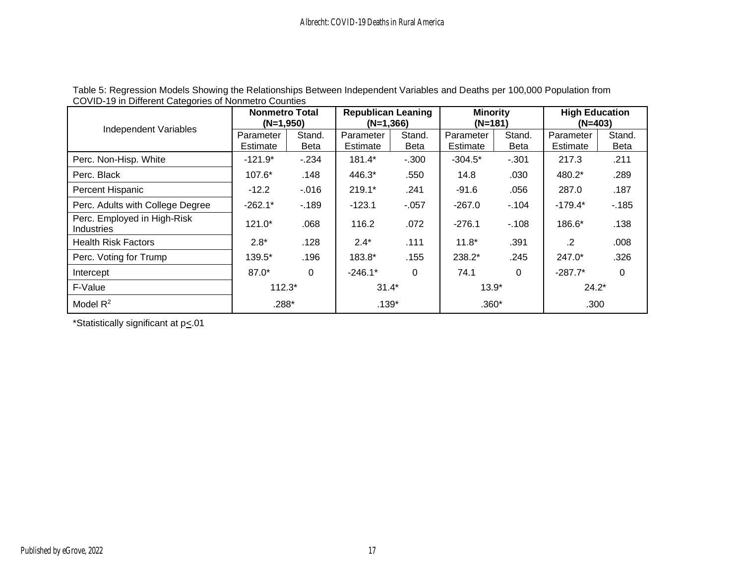Table 5: Regression Models Showing the Relationships Between Independent Variables and Deaths per 100,000 Population from COVID-19 in Different Categories of Nonmetro Counties

| Independent Variables | Nonmetro Total (N=1,950) | | Republican Leaning (N=1,366) | | Minority (N=181) | | High Education (N=403) | |
|---|---|---|---|---|---|---|---|---|
| | Parameter Estimate | Stand. Beta | Parameter Estimate | Stand. Beta | Parameter Estimate | Stand. Beta | Parameter Estimate | Stand. Beta |
| Perc. Non-Hisp. White | -121.9* | -.234 | 181.4* | -.300 | -304.5* | -.301 | 217.3 | .211 |
| Perc. Black | 107.6* | .148 | 446.3* | .550 | 14.8 | .030 | 480.2* | .289 |
| Percent Hispanic | -12.2 | -.016 | 219.1* | .241 | -91.6 | .056 | 287.0 | .187 |
| Perc. Adults with College Degree | -262.1* | -.189 | -123.1 | -.057 | -267.0 | -.104 | -179.4* | -.185 |
| Perc. Employed in High-Risk Industries | 121.0* | .068 | 116.2 | .072 | -276.1 | -.108 | 186.6* | .138 |
| Health Risk Factors | 2.8* | .128 | 2.4* | .111 | 11.8* | .391 | .2 | .008 |
| Perc. Voting for Trump | 139.5* | .196 | 183.8* | .155 | 238.2* | .245 | 247.0* | .326 |
| Intercept | 87.0* | 0 | -246.1* | 0 | 74.1 | 0 | -287.7* | 0 |
| F-Value | 112.3* | | 31.4* | | 13.9* | | 24.2* | |
| Model $R^2$ | .288* | | .139* | | .360* | | .300 | |

*Statistically significant at $p \leq .01$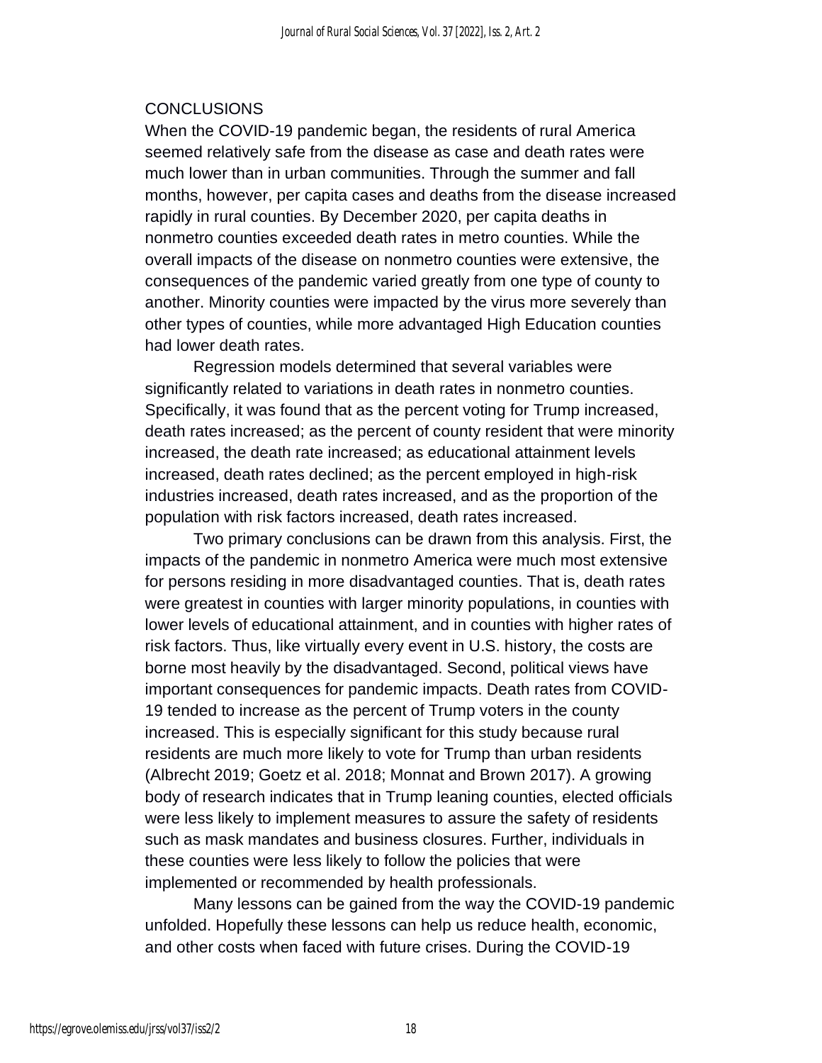## CONCLUSIONS

When the COVID-19 pandemic began, the residents of rural America seemed relatively safe from the disease as case and death rates were much lower than in urban communities. Through the summer and fall months, however, per capita cases and deaths from the disease increased rapidly in rural counties. By December 2020, per capita deaths in nonmetro counties exceeded death rates in metro counties. While the overall impacts of the disease on nonmetro counties were extensive, the consequences of the pandemic varied greatly from one type of county to another. Minority counties were impacted by the virus more severely than other types of counties, while more advantaged High Education counties had lower death rates.

Regression models determined that several variables were significantly related to variations in death rates in nonmetro counties. Specifically, it was found that as the percent voting for Trump increased, death rates increased; as the percent of county resident that were minority increased, the death rate increased; as educational attainment levels increased, death rates declined; as the percent employed in high-risk industries increased, death rates increased, and as the proportion of the population with risk factors increased, death rates increased.

Two primary conclusions can be drawn from this analysis. First, the impacts of the pandemic in nonmetro America were much most extensive for persons residing in more disadvantaged counties. That is, death rates were greatest in counties with larger minority populations, in counties with lower levels of educational attainment, and in counties with higher rates of risk factors. Thus, like virtually every event in U.S. history, the costs are borne most heavily by the disadvantaged. Second, political views have important consequences for pandemic impacts. Death rates from COVID-19 tended to increase as the percent of Trump voters in the county increased. This is especially significant for this study because rural residents are much more likely to vote for Trump than urban residents (Albrecht 2019; Goetz et al. 2018; Monnat and Brown 2017). A growing body of research indicates that in Trump leaning counties, elected officials were less likely to implement measures to assure the safety of residents such as mask mandates and business closures. Further, individuals in these counties were less likely to follow the policies that were implemented or recommended by health professionals.

Many lessons can be gained from the way the COVID-19 pandemic unfolded. Hopefully these lessons can help us reduce health, economic, and other costs when faced with future crises. During the COVID-19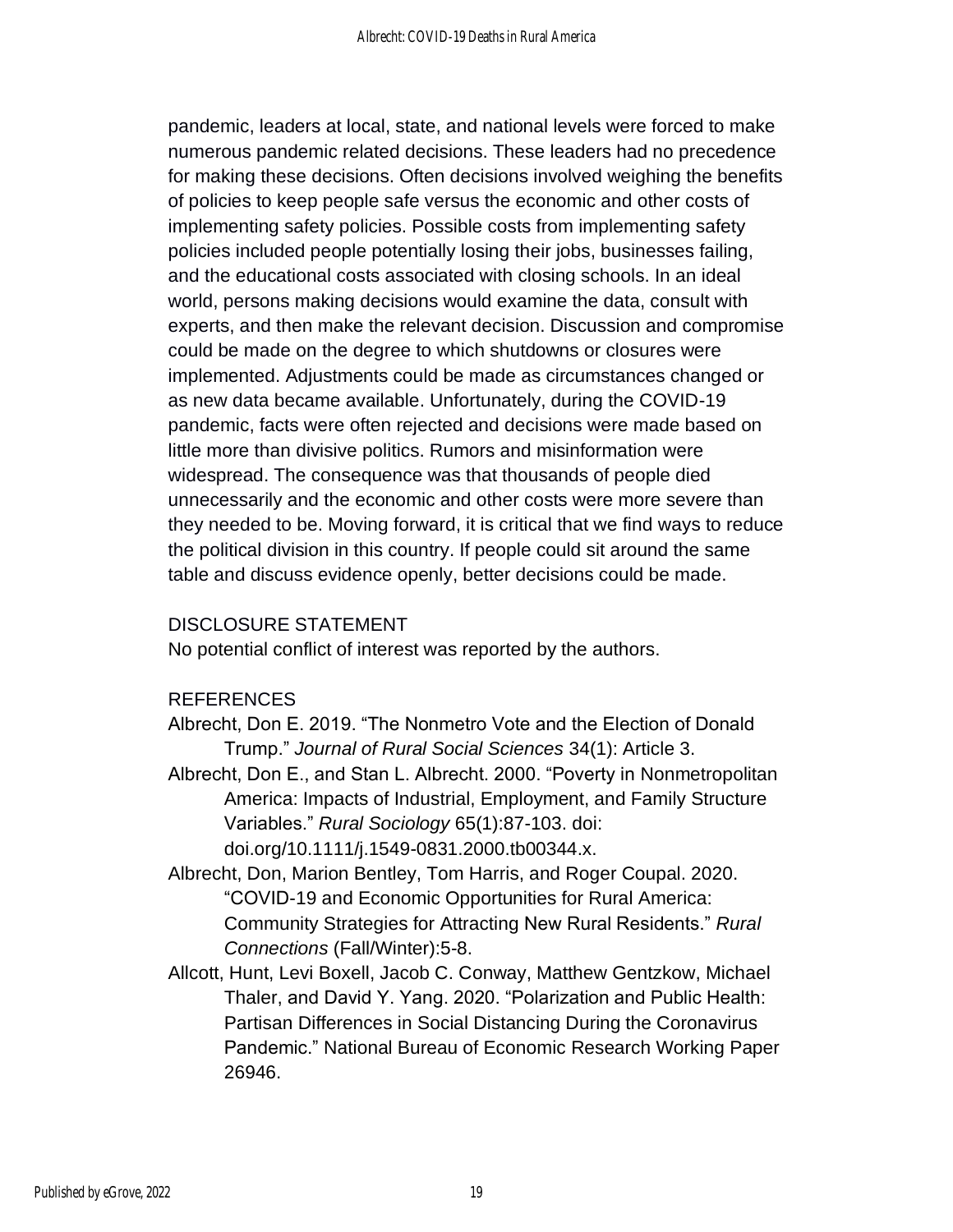pandemic, leaders at local, state, and national levels were forced to make numerous pandemic related decisions. These leaders had no precedence for making these decisions. Often decisions involved weighing the benefits of policies to keep people safe versus the economic and other costs of implementing safety policies. Possible costs from implementing safety policies included people potentially losing their jobs, businesses failing, and the educational costs associated with closing schools. In an ideal world, persons making decisions would examine the data, consult with experts, and then make the relevant decision. Discussion and compromise could be made on the degree to which shutdowns or closures were implemented. Adjustments could be made as circumstances changed or as new data became available. Unfortunately, during the COVID-19 pandemic, facts were often rejected and decisions were made based on little more than divisive politics. Rumors and misinformation were widespread. The consequence was that thousands of people died unnecessarily and the economic and other costs were more severe than they needed to be. Moving forward, it is critical that we find ways to reduce the political division in this country. If people could sit around the same table and discuss evidence openly, better decisions could be made.

## DISCLOSURE STATEMENT

No potential conflict of interest was reported by the authors.

## REFERENCES

Albrecht, Don E. 2019. "The Nonmetro Vote and the Election of Donald Trump." *Journal of Rural Social Sciences* 34(1): Article 3.

Albrecht, Don E., and Stan L. Albrecht. 2000. "Poverty in Nonmetropolitan America: Impacts of Industrial, Employment, and Family Structure Variables." *Rural Sociology* 65(1):87-103. doi: doi.org/10.1111/j.1549-0831.2000.tb00344.x.

Albrecht, Don, Marion Bentley, Tom Harris, and Roger Coupal. 2020. "COVID-19 and Economic Opportunities for Rural America: Community Strategies for Attracting New Rural Residents." *Rural Connections* (Fall/Winter):5-8.

Allcott, Hunt, Levi Boxell, Jacob C. Conway, Matthew Gentzkow, Michael Thaler, and David Y. Yang. 2020. "Polarization and Public Health: Partisan Differences in Social Distancing During the Coronavirus Pandemic." National Bureau of Economic Research Working Paper 26946.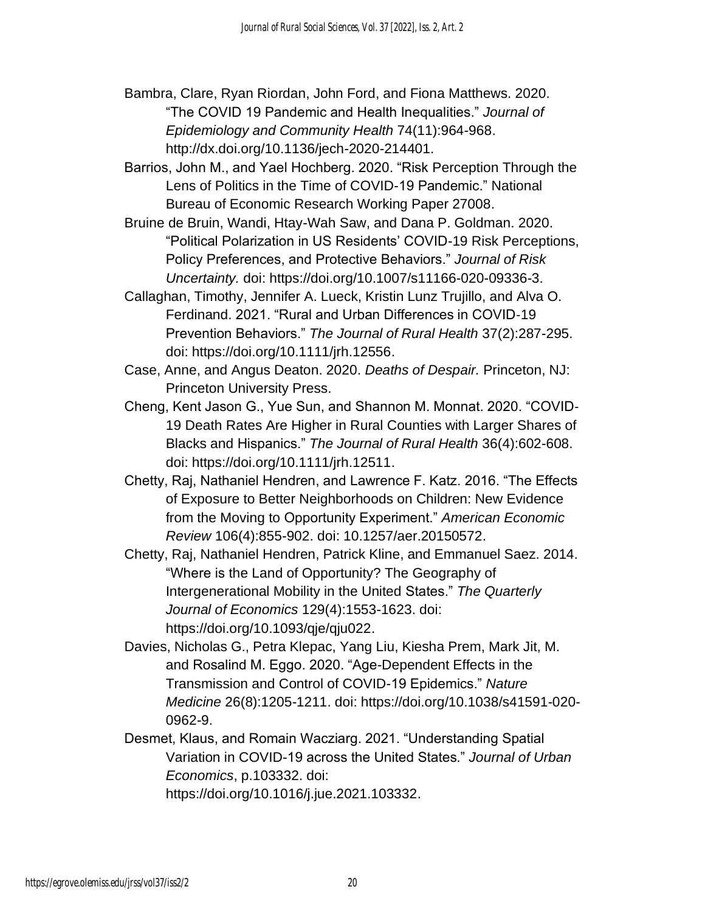Bambra, Clare, Ryan Riordan, John Ford, and Fiona Matthews. 2020. "The COVID 19 Pandemic and Health Inequalities." *Journal of Epidemiology and Community Health* 74(11):964-968. http://dx.doi.org/10.1136/jech-2020-214401.

Barrios, John M., and Yael Hochberg. 2020. "Risk Perception Through the Lens of Politics in the Time of COVID-19 Pandemic." National Bureau of Economic Research Working Paper 27008.

Bruine de Bruin, Wandi, Htay-Wah Saw, and Dana P. Goldman. 2020. "Political Polarization in US Residents' COVID-19 Risk Perceptions, Policy Preferences, and Protective Behaviors." *Journal of Risk Uncertainty.* doi: https://doi.org/10.1007/s11166-020-09336-3.

Callaghan, Timothy, Jennifer A. Lueck, Kristin Lunz Trujillo, and Alva O. Ferdinand. 2021. "Rural and Urban Differences in COVID-19 Prevention Behaviors." *The Journal of Rural Health* 37(2):287-295. doi: https://doi.org/10.1111/jrh.12556.

Case, Anne, and Angus Deaton. 2020. *Deaths of Despair.* Princeton, NJ: Princeton University Press.

Cheng, Kent Jason G., Yue Sun, and Shannon M. Monnat. 2020. "COVID-19 Death Rates Are Higher in Rural Counties with Larger Shares of Blacks and Hispanics." *The Journal of Rural Health* 36(4):602-608. doi: https://doi.org/10.1111/jrh.12511.

Chetty, Raj, Nathaniel Hendren, and Lawrence F. Katz. 2016. "The Effects of Exposure to Better Neighborhoods on Children: New Evidence from the Moving to Opportunity Experiment." *American Economic Review* 106(4):855-902. doi: 10.1257/aer.20150572.

Chetty, Raj, Nathaniel Hendren, Patrick Kline, and Emmanuel Saez. 2014. "Where is the Land of Opportunity? The Geography of Intergenerational Mobility in the United States." *The Quarterly Journal of Economics* 129(4):1553-1623. doi: https://doi.org/10.1093/qje/qju022.

Davies, Nicholas G., Petra Klepac, Yang Liu, Kiesha Prem, Mark Jit, M. and Rosalind M. Eggo. 2020. "Age-Dependent Effects in the Transmission and Control of COVID-19 Epidemics." *Nature Medicine* 26(8):1205-1211. doi: https://doi.org/10.1038/s41591-020-0962-9.

Desmet, Klaus, and Romain Wacziarg. 2021. "Understanding Spatial Variation in COVID-19 across the United States." *Journal of Urban Economics*, p.103332. doi: https://doi.org/10.1016/j.jue.2021.103332.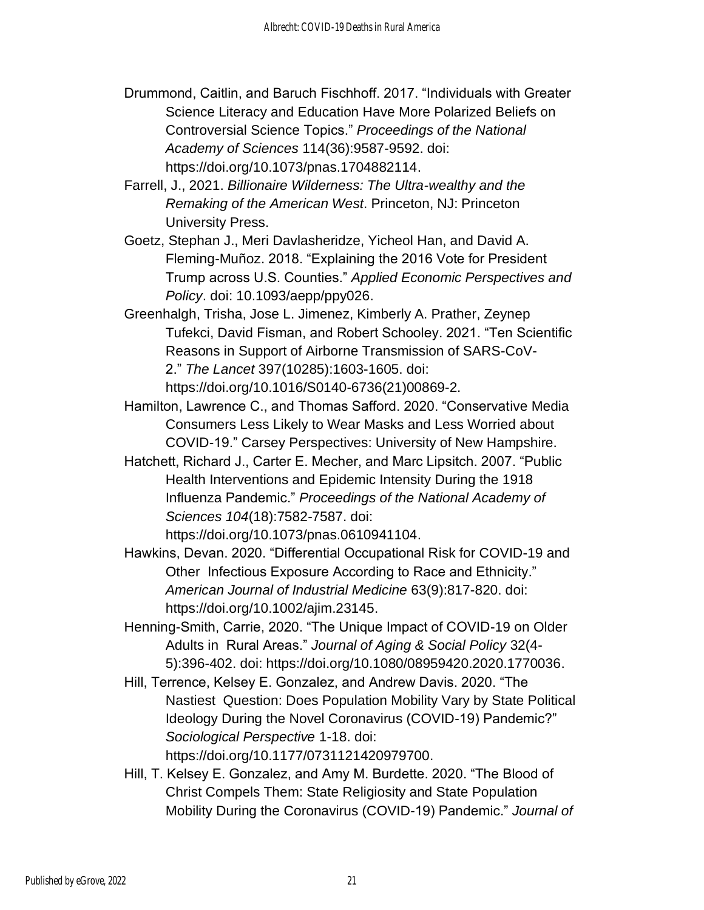Drummond, Caitlin, and Baruch Fischhoff. 2017. "Individuals with Greater Science Literacy and Education Have More Polarized Beliefs on Controversial Science Topics." *Proceedings of the National Academy of Sciences* 114(36):9587-9592. doi: https://doi.org/10.1073/pnas.1704882114.

Farrell, J., 2021. *Billionaire Wilderness: The Ultra-wealthy and the Remaking of the American West*. Princeton, NJ: Princeton University Press.

Goetz, Stephan J., Meri Davlasheridze, Yicheol Han, and David A. Fleming-Muñoz. 2018. "Explaining the 2016 Vote for President Trump across U.S. Counties." *Applied Economic Perspectives and Policy*. doi: 10.1093/aepp/ppy026.

Greenhalgh, Trisha, Jose L. Jimenez, Kimberly A. Prather, Zeynep Tufekci, David Fisman, and Robert Schooley. 2021. "Ten Scientific Reasons in Support of Airborne Transmission of SARS-CoV-2." *The Lancet* 397(10285):1603-1605. doi: https://doi.org/10.1016/S0140-6736(21)00869-2.

Hamilton, Lawrence C., and Thomas Safford. 2020. "Conservative Media Consumers Less Likely to Wear Masks and Less Worried about COVID-19." Carsey Perspectives: University of New Hampshire.

Hatchett, Richard J., Carter E. Mecher, and Marc Lipsitch. 2007. "Public Health Interventions and Epidemic Intensity During the 1918 Influenza Pandemic." *Proceedings of the National Academy of Sciences 104*(18):7582-7587. doi: https://doi.org/10.1073/pnas.0610941104.

Hawkins, Devan. 2020. "Differential Occupational Risk for COVID-19 and Other Infectious Exposure According to Race and Ethnicity." *American Journal of Industrial Medicine* 63(9):817-820. doi: https://doi.org/10.1002/ajim.23145.

Henning-Smith, Carrie, 2020. "The Unique Impact of COVID-19 on Older Adults in Rural Areas." *Journal of Aging & Social Policy* 32(4-5):396-402. doi: https://doi.org/10.1080/08959420.2020.1770036.

Hill, Terrence, Kelsey E. Gonzalez, and Andrew Davis. 2020. "The Nastiest Question: Does Population Mobility Vary by State Political Ideology During the Novel Coronavirus (COVID-19) Pandemic?" *Sociological Perspective* 1-18. doi: https://doi.org/10.1177/0731121420979700.

Hill, T. Kelsey E. Gonzalez, and Amy M. Burdette. 2020. "The Blood of Christ Compels Them: State Religiosity and State Population Mobility During the Coronavirus (COVID-19) Pandemic." *Journal of*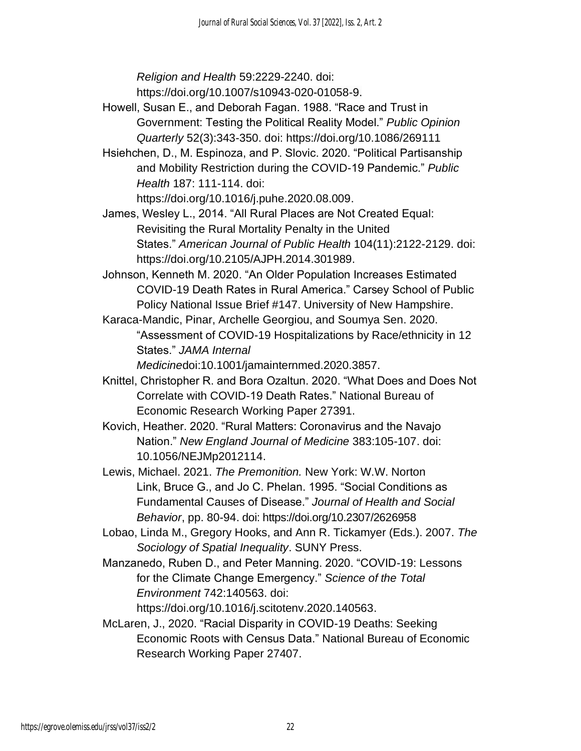*Religion and Health* 59:2229-2240. doi: https://doi.org/10.1007/s10943-020-01058-9.

Howell, Susan E., and Deborah Fagan. 1988. "Race and Trust in Government: Testing the Political Reality Model." *Public Opinion Quarterly* 52(3):343-350. doi: https://doi.org/10.1086/269111

Hsiehchen, D., M. Espinoza, and P. Slovic. 2020. "Political Partisanship and Mobility Restriction during the COVID-19 Pandemic." *Public Health* 187: 111-114. doi: https://doi.org/10.1016/j.puhe.2020.08.009.

James, Wesley L., 2014. "All Rural Places are Not Created Equal: Revisiting the Rural Mortality Penalty in the United States." *American Journal of Public Health* 104(11):2122-2129. doi: https://doi.org/10.2105/AJPH.2014.301989.

Johnson, Kenneth M. 2020. "An Older Population Increases Estimated COVID-19 Death Rates in Rural America." Carsey School of Public Policy National Issue Brief #147. University of New Hampshire.

Karaca-Mandic, Pinar, Archelle Georgiou, and Soumya Sen. 2020. "Assessment of COVID-19 Hospitalizations by Race/ethnicity in 12 States." *JAMA Internal Medicine*doi:10.1001/jamainternmed.2020.3857.

Knittel, Christopher R. and Bora Ozaltun. 2020. "What Does and Does Not Correlate with COVID-19 Death Rates." National Bureau of Economic Research Working Paper 27391.

Kovich, Heather. 2020. "Rural Matters: Coronavirus and the Navajo Nation." *New England Journal of Medicine* 383:105-107. doi: 10.1056/NEJMp2012114.

Lewis, Michael. 2021. *The Premonition.* New York: W.W. Norton

Link, Bruce G., and Jo C. Phelan. 1995. "Social Conditions as Fundamental Causes of Disease." *Journal of Health and Social Behavior*, pp. 80-94. doi: https://doi.org/10.2307/2626958

Lobao, Linda M., Gregory Hooks, and Ann R. Tickamyer (Eds.). 2007. *The Sociology of Spatial Inequality*. SUNY Press.

Manzanedo, Ruben D., and Peter Manning. 2020. "COVID-19: Lessons for the Climate Change Emergency." *Science of the Total Environment* 742:140563. doi: https://doi.org/10.1016/j.scitotenv.2020.140563.

McLaren, J., 2020. "Racial Disparity in COVID-19 Deaths: Seeking Economic Roots with Census Data." National Bureau of Economic Research Working Paper 27407.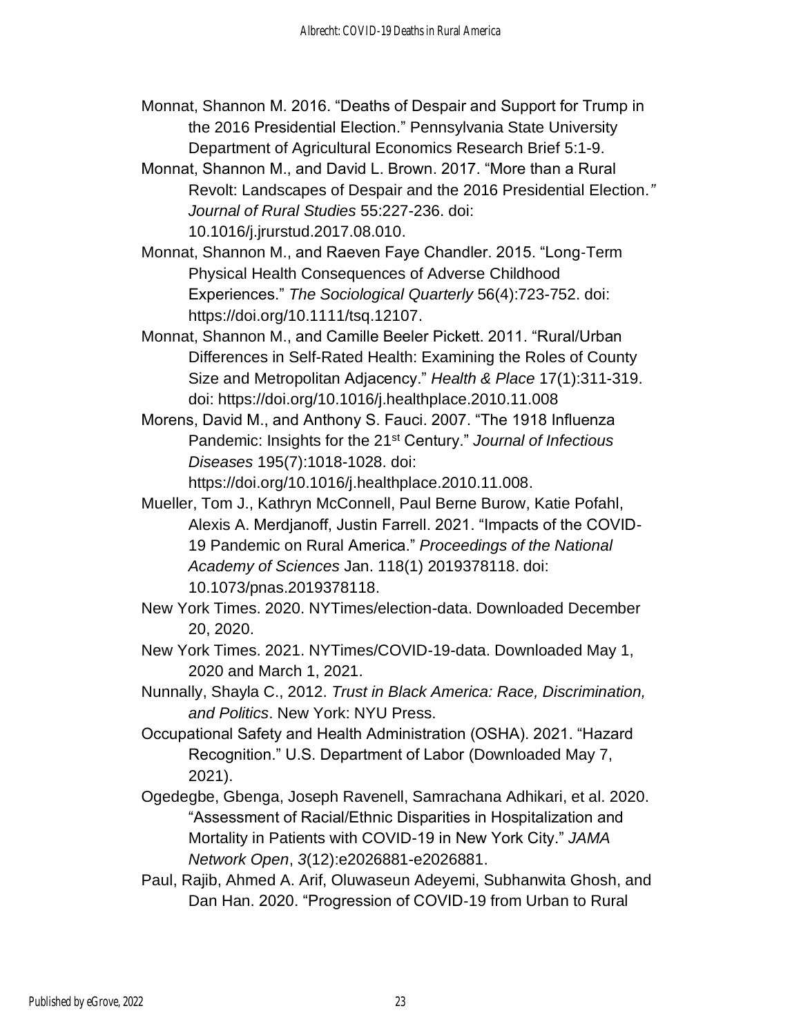Monnat, Shannon M. 2016. "Deaths of Despair and Support for Trump in the 2016 Presidential Election." Pennsylvania State University Department of Agricultural Economics Research Brief 5:1-9.

Monnat, Shannon M., and David L. Brown. 2017. "More than a Rural Revolt: Landscapes of Despair and the 2016 Presidential Election." *Journal of Rural Studies* 55:227-236. doi: 10.1016/j.jrurstud.2017.08.010.

Monnat, Shannon M., and Raeven Faye Chandler. 2015. "Long-Term Physical Health Consequences of Adverse Childhood Experiences." *The Sociological Quarterly* 56(4):723-752. doi: https://doi.org/10.1111/tsq.12107.

Monnat, Shannon M., and Camille Beeler Pickett. 2011. "Rural/Urban Differences in Self-Rated Health: Examining the Roles of County Size and Metropolitan Adjacency." *Health & Place* 17(1):311-319. doi: https://doi.org/10.1016/j.healthplace.2010.11.008

Morens, David M., and Anthony S. Fauci. 2007. "The 1918 Influenza Pandemic: Insights for the 21st Century." *Journal of Infectious Diseases* 195(7):1018-1028. doi: https://doi.org/10.1016/j.healthplace.2010.11.008.

Mueller, Tom J., Kathryn McConnell, Paul Berne Burow, Katie Pofahl, Alexis A. Merdjanoff, Justin Farrell. 2021. "Impacts of the COVID-19 Pandemic on Rural America." *Proceedings of the National Academy of Sciences* Jan. 118(1) 2019378118. doi: 10.1073/pnas.2019378118.

New York Times. 2020. NYTimes/election-data. Downloaded December 20, 2020.

New York Times. 2021. NYTimes/COVID-19-data. Downloaded May 1, 2020 and March 1, 2021.

Nunnally, Shayla C., 2012. *Trust in Black America: Race, Discrimination, and Politics*. New York: NYU Press.

Occupational Safety and Health Administration (OSHA). 2021. "Hazard Recognition." U.S. Department of Labor (Downloaded May 7, 2021).

Ogedegbe, Gbenga, Joseph Ravenell, Samrachana Adhikari, et al. 2020. "Assessment of Racial/Ethnic Disparities in Hospitalization and Mortality in Patients with COVID-19 in New York City." *JAMA Network Open*, *3*(12):e2026881-e2026881.

Paul, Rajib, Ahmed A. Arif, Oluwaseun Adeyemi, Subhanwita Ghosh, and Dan Han. 2020. "Progression of COVID-19 from Urban to Rural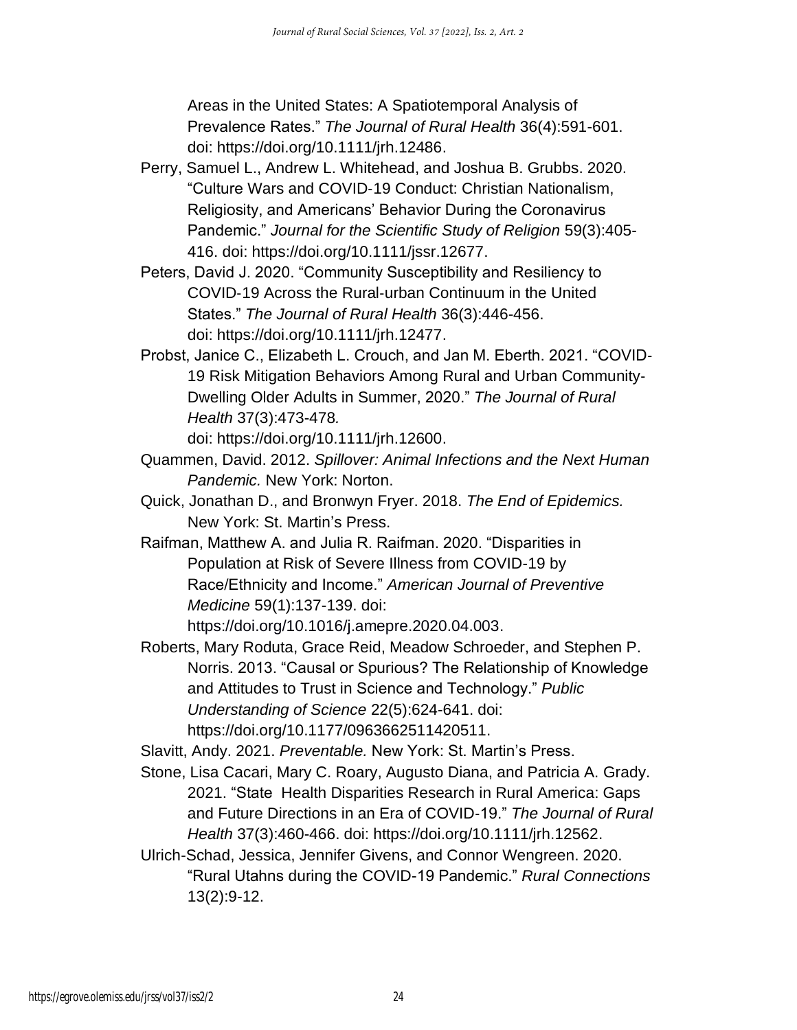Areas in the United States: A Spatiotemporal Analysis of Prevalence Rates." *The Journal of Rural Health* 36(4):591-601. doi: https://doi.org/10.1111/jrh.12486.

Perry, Samuel L., Andrew L. Whitehead, and Joshua B. Grubbs. 2020. "Culture Wars and COVID-19 Conduct: Christian Nationalism, Religiosity, and Americans' Behavior During the Coronavirus Pandemic." *Journal for the Scientific Study of Religion* 59(3):405-416. doi: https://doi.org/10.1111/jssr.12677.

Peters, David J. 2020. "Community Susceptibility and Resiliency to COVID-19 Across the Rural-urban Continuum in the United States." *The Journal of Rural Health* 36(3):446-456. doi: https://doi.org/10.1111/jrh.12477.

Probst, Janice C., Elizabeth L. Crouch, and Jan M. Eberth. 2021. "COVID-19 Risk Mitigation Behaviors Among Rural and Urban Community-Dwelling Older Adults in Summer, 2020." *The Journal of Rural Health* 37(3):473-478. doi: https://doi.org/10.1111/jrh.12600.

Quammen, David. 2012. *Spillover: Animal Infections and the Next Human Pandemic.* New York: Norton.

Quick, Jonathan D., and Bronwyn Fryer. 2018. *The End of Epidemics.* New York: St. Martin's Press.

Raifman, Matthew A. and Julia R. Raifman. 2020. "Disparities in Population at Risk of Severe Illness from COVID-19 by Race/Ethnicity and Income." *American Journal of Preventive Medicine* 59(1):137-139. doi: https://doi.org/10.1016/j.amepre.2020.04.003.

Roberts, Mary Roduta, Grace Reid, Meadow Schroeder, and Stephen P. Norris. 2013. "Causal or Spurious? The Relationship of Knowledge and Attitudes to Trust in Science and Technology." *Public Understanding of Science* 22(5):624-641. doi: https://doi.org/10.1177/0963662511420511.

Slavitt, Andy. 2021. *Preventable.* New York: St. Martin's Press.

Stone, Lisa Cacari, Mary C. Roary, Augusto Diana, and Patricia A. Grady. 2021. "State Health Disparities Research in Rural America: Gaps and Future Directions in an Era of COVID-19." *The Journal of Rural Health* 37(3):460-466. doi: https://doi.org/10.1111/jrh.12562.

Ulrich-Schad, Jessica, Jennifer Givens, and Connor Wengreen. 2020. "Rural Utahns during the COVID-19 Pandemic." *Rural Connections* 13(2):9-12.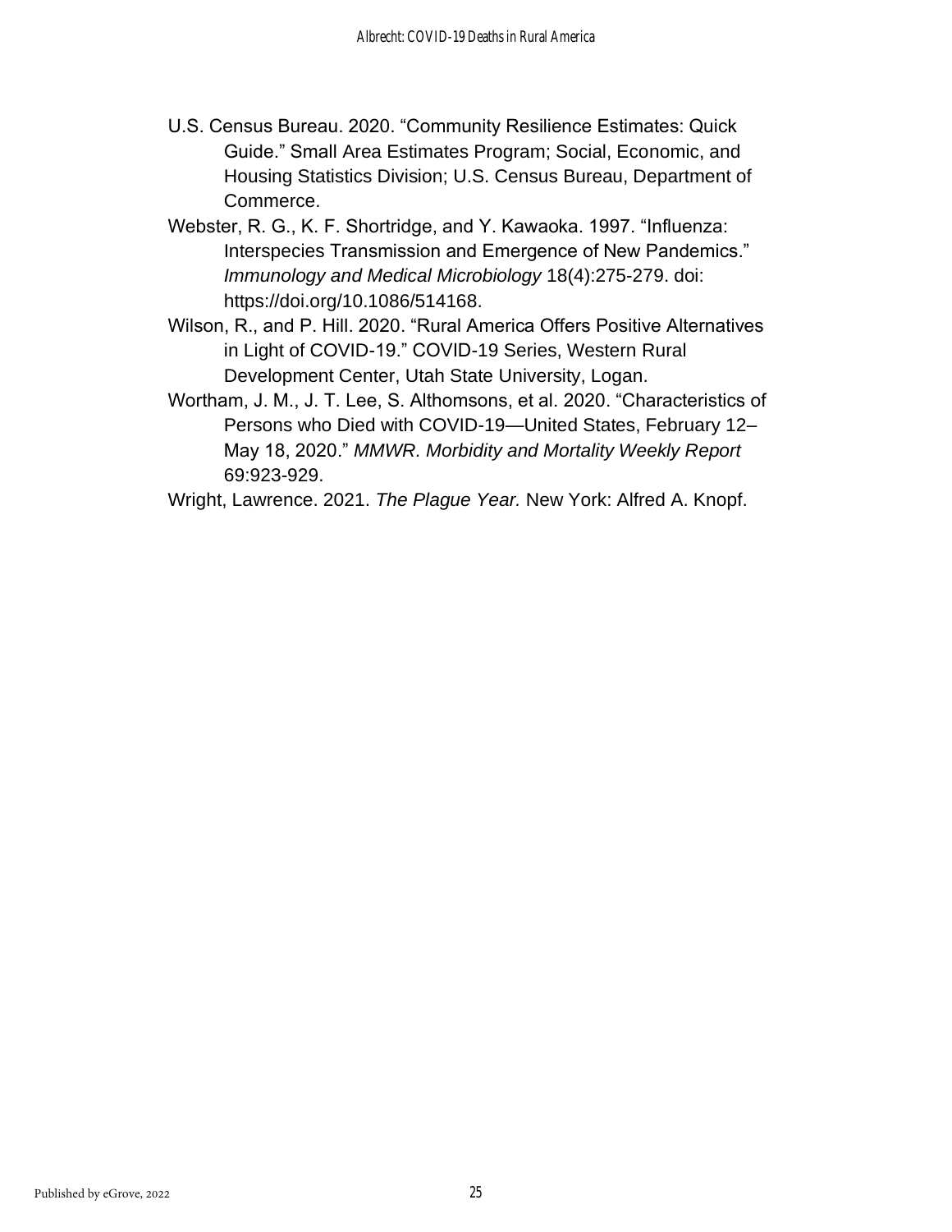U.S. Census Bureau. 2020. "Community Resilience Estimates: Quick Guide." Small Area Estimates Program; Social, Economic, and Housing Statistics Division; U.S. Census Bureau, Department of Commerce.

Webster, R. G., K. F. Shortridge, and Y. Kawaoka. 1997. "Influenza: Interspecies Transmission and Emergence of New Pandemics." *Immunology and Medical Microbiology* 18(4):275-279. doi: https://doi.org/10.1086/514168.

Wilson, R., and P. Hill. 2020. "Rural America Offers Positive Alternatives in Light of COVID-19." COVID-19 Series, Western Rural Development Center, Utah State University, Logan.

Wortham, J. M., J. T. Lee, S. Althomsons, et al. 2020. "Characteristics of Persons who Died with COVID-19—United States, February 12–May 18, 2020." *MMWR. Morbidity and Mortality Weekly Report* 69:923-929.

Wright, Lawrence. 2021. *The Plague Year.* New York: Alfred A. Knopf.